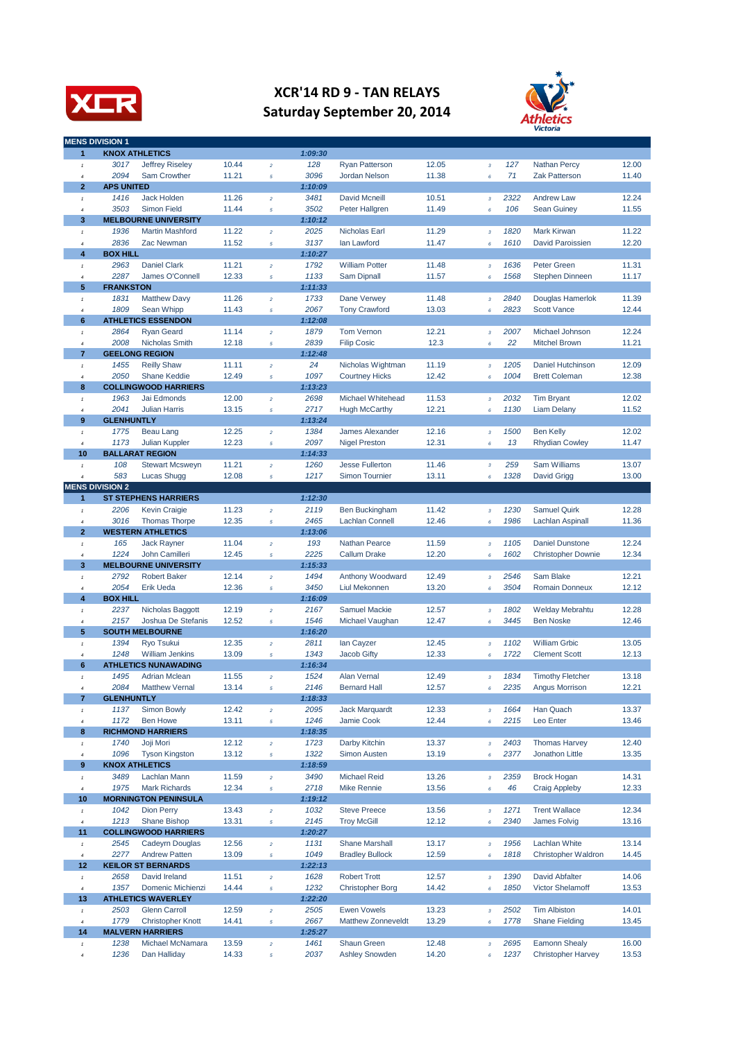# XCR'14 RD 9 - TAN RELAYS
## Saturday September 20, 2014

| | | | | | | | | | | | | |
|---|---|---|---|---|---|---|---|---|---|---|---|---|
| **MENS DIVISION 1** | | | | | | | | | | | | |
| **1** | **KNOX ATHLETICS** | | | | **1:09:30** | | | | | | | |
| 1 | 3017 | Jeffrey Riseley | 10.44 | 2 | 128 | Ryan Patterson | 12.05 | 3 | 127 | Nathan Percy | 12.00 |
| 4 | 2094 | Sam Crowther | 11.21 | 5 | 3096 | Jordan Nelson | 11.38 | 6 | 71 | Zak Patterson | 11.40 |
| **2** | **APS UNITED** | | | | **1:10:09** | | | | | | | |
| 1 | 1416 | Jack Holden | 11.26 | 2 | 3481 | David Mcneill | 10.51 | 3 | 2322 | Andrew Law | 12.24 |
| 4 | 3503 | Simon Field | 11.44 | 5 | 3502 | Peter Hallgren | 11.49 | 6 | 106 | Sean Guiney | 11.55 |
| **3** | **MELBOURNE UNIVERSITY** | | | | **1:10:12** | | | | | | | |
| 1 | 1936 | Martin Mashford | 11.22 | 2 | 2025 | Nicholas Earl | 11.29 | 3 | 1820 | Mark Kirwan | 11.22 |
| 4 | 2836 | Zac Newman | 11.52 | 5 | 3137 | Ian Lawford | 11.47 | 6 | 1610 | David Paroissien | 12.20 |
| **4** | **BOX HILL** | | | | **1:10:27** | | | | | | | |
| 1 | 2963 | Daniel Clark | 11.21 | 2 | 1792 | William Potter | 11.48 | 3 | 1636 | Peter Green | 11.31 |
| 4 | 2287 | James O'Connell | 12.33 | 5 | 1133 | Sam Dipnall | 11.57 | 6 | 1568 | Stephen Dinneen | 11.17 |
| **5** | **FRANKSTON** | | | | **1:11:33** | | | | | | | |
| 1 | 1831 | Matthew Davy | 11.26 | 2 | 1733 | Dane Verwey | 11.48 | 3 | 2840 | Douglas Hamerlok | 11.39 |
| 4 | 1809 | Sean Whipp | 11.43 | 5 | 2067 | Tony Crawford | 13.03 | 6 | 2823 | Scott Vance | 12.44 |
| **6** | **ATHLETICS ESSENDON** | | | | **1:12:08** | | | | | | | |
| 1 | 2864 | Ryan Geard | 11.14 | 2 | 1879 | Tom Vernon | 12.21 | 3 | 2007 | Michael Johnson | 12.24 |
| 4 | 2008 | Nicholas Smith | 12.18 | 5 | 2839 | Filip Cosic | 12.3 | 6 | 22 | Mitchel Brown | 11.21 |
| **7** | **GEELONG REGION** | | | | **1:12:48** | | | | | | | |
| 1 | 1455 | Reilly Shaw | 11.11 | 2 | 24 | Nicholas Wightman | 11.19 | 3 | 1205 | Daniel Hutchinson | 12.09 |
| 4 | 2050 | Shane Keddie | 12.49 | 5 | 1097 | Courtney Hicks | 12.42 | 6 | 1004 | Brett Coleman | 12.38 |
| **8** | **COLLINGWOOD HARRIERS** | | | | **1:13:23** | | | | | | | |
| 1 | 1963 | Jai Edmonds | 12.00 | 2 | 2698 | Michael Whitehead | 11.53 | 3 | 2032 | Tim Bryant | 12.02 |
| 4 | 2041 | Julian Harris | 13.15 | 5 | 2717 | Hugh McCarthy | 12.21 | 6 | 1130 | Liam Delany | 11.52 |
| **9** | **GLENHUNTLY** | | | | **1:13:24** | | | | | | | |
| 1 | 1775 | Beau Lang | 12.25 | 2 | 1384 | James Alexander | 12.16 | 3 | 1500 | Ben Kelly | 12.02 |
| 4 | 1173 | Julian Kuppler | 12.23 | 5 | 2097 | Nigel Preston | 12.31 | 6 | 13 | Rhydian Cowley | 11.47 |
| **10** | **BALLARAT REGION** | | | | **1:14:33** | | | | | | | |
| 1 | 108 | Stewart Mcsweyn | 11.21 | 2 | 1260 | Jesse Fullerton | 11.46 | 3 | 259 | Sam Williams | 13.07 |
| 4 | 583 | Lucas Shugg | 12.08 | 5 | 1217 | Simon Tournier | 13.11 | 6 | 1328 | David Grigg | 13.00 |
| **MENS DIVISION 2** | | | | | | | | | | | | |
| **1** | **ST STEPHENS HARRIERS** | | | | **1:12:30** | | | | | | | |
| 1 | 2206 | Kevin Craigie | 11.23 | 2 | 2119 | Ben Buckingham | 11.42 | 3 | 1230 | Samuel Quirk | 12.28 |
| 4 | 3016 | Thomas Thorpe | 12.35 | 5 | 2465 | Lachlan Connell | 12.46 | 6 | 1986 | Lachlan Aspinall | 11.36 |
| **2** | **WESTERN ATHLETICS** | | | | **1:13:06** | | | | | | | |
| 1 | 165 | Jack Rayner | 11.04 | 2 | 193 | Nathan Pearce | 11.59 | 3 | 1105 | Daniel Dunstone | 12.24 |
| 4 | 1224 | John Camilleri | 12.45 | 5 | 2225 | Callum Drake | 12.20 | 6 | 1602 | Christopher Downie | 12.34 |
| **3** | **MELBOURNE UNIVERSITY** | | | | **1:15:33** | | | | | | | |
| 1 | 2792 | Robert Baker | 12.14 | 2 | 1494 | Anthony Woodward | 12.49 | 3 | 2546 | Sam Blake | 12.21 |
| 4 | 2054 | Erik Ueda | 12.36 | 5 | 3450 | Liul Mekonnen | 13.20 | 6 | 3504 | Romain Donneux | 12.12 |
| **4** | **BOX HILL** | | | | **1:16:09** | | | | | | | |
| 1 | 2237 | Nicholas Baggott | 12.19 | 2 | 2167 | Samuel Mackie | 12.57 | 3 | 1802 | Welday Mebrahtu | 12.28 |
| 4 | 2157 | Joshua De Stefanis | 12.52 | 5 | 1546 | Michael Vaughan | 12.47 | 6 | 3445 | Ben Noske | 12.46 |
| **5** | **SOUTH MELBOURNE** | | | | **1:16:20** | | | | | | | |
| 1 | 1394 | Ryo Tsukui | 12.35 | 2 | 2811 | Ian Cayzer | 12.45 | 3 | 1102 | William Grbic | 13.05 |
| 4 | 1248 | William Jenkins | 13.09 | 5 | 1343 | Jacob Gifty | 12.33 | 6 | 1722 | Clement Scott | 12.13 |
| **6** | **ATHLETICS NUNAWADING** | | | | **1:16:34** | | | | | | | |
| 1 | 1495 | Adrian Mclean | 11.55 | 2 | 1524 | Alan Vernal | 12.49 | 3 | 1834 | Timothy Fletcher | 13.18 |
| 4 | 2084 | Matthew Vernal | 13.14 | 5 | 2146 | Bernard Hall | 12.57 | 6 | 2235 | Angus Morrison | 12.21 |
| **7** | **GLENHUNTLY** | | | | **1:18:33** | | | | | | | |
| 1 | 1137 | Simon Bowly | 12.42 | 2 | 2095 | Jack Marquardt | 12.33 | 3 | 1664 | Han Quach | 13.37 |
| 4 | 1172 | Ben Howe | 13.11 | 5 | 1246 | Jamie Cook | 12.44 | 6 | 2215 | Leo Enter | 13.46 |
| **8** | **RICHMOND HARRIERS** | | | | **1:18:35** | | | | | | | |
| 1 | 1740 | Joji Mori | 12.12 | 2 | 1723 | Darby Kitchin | 13.37 | 3 | 2403 | Thomas Harvey | 12.40 |
| 4 | 1096 | Tyson Kingston | 13.12 | 5 | 1322 | Simon Austen | 13.19 | 6 | 2377 | Jonathon Little | 13.35 |
| **9** | **KNOX ATHLETICS** | | | | **1:18:59** | | | | | | | |
| 1 | 3489 | Lachlan Mann | 11.59 | 2 | 3490 | Michael Reid | 13.26 | 3 | 2359 | Brock Hogan | 14.31 |
| 4 | 1975 | Mark Richards | 12.34 | 5 | 2718 | Mike Rennie | 13.56 | 6 | 46 | Craig Appleby | 12.33 |
| **10** | **MORNINGTON PENINSULA** | | | | **1:19:12** | | | | | | | |
| 1 | 1042 | Dion Perry | 13.43 | 2 | 1032 | Steve Preece | 13.56 | 3 | 1271 | Trent Wallace | 12.34 |
| 4 | 1213 | Shane Bishop | 13.31 | 5 | 2145 | Troy McGill | 12.12 | 6 | 2340 | James Folvig | 13.16 |
| **11** | **COLLINGWOOD HARRIERS** | | | | **1:20:27** | | | | | | | |
| 1 | 2545 | Cadeyrn Douglas | 12.56 | 2 | 1131 | Shane Marshall | 13.17 | 3 | 1956 | Lachlan White | 13.14 |
| 4 | 2277 | Andrew Patten | 13.09 | 5 | 1049 | Bradley Bullock | 12.59 | 6 | 1818 | Christopher Waldron | 14.45 |
| **12** | **KEILOR ST BERNARDS** | | | | **1:22:13** | | | | | | | |
| 1 | 2658 | David Ireland | 11.51 | 2 | 1628 | Robert Trott | 12.57 | 3 | 1390 | David Abfalter | 14.06 |
| 4 | 1357 | Domenic Michienzi | 14.44 | 5 | 1232 | Christopher Borg | 14.42 | 6 | 1850 | Victor Shelamoff | 13.53 |
| **13** | **ATHLETICS WAVERLEY** | | | | **1:22:20** | | | | | | | |
| 1 | 2503 | Glenn Carroll | 12.59 | 2 | 2505 | Ewen Vowels | 13.23 | 3 | 2502 | Tim Albiston | 14.01 |
| 4 | 1779 | Christopher Knott | 14.41 | 5 | 2667 | Matthew Zonneveldt | 13.29 | 6 | 1778 | Shane Fielding | 13.45 |
| **14** | **MALVERN HARRIERS** | | | | **1:25:27** | | | | | | | |
| 1 | 1238 | Michael McNamara | 13.59 | 2 | 1461 | Shaun Green | 12.48 | 3 | 2695 | Eamonn Shealy | 16.00 |
| 4 | 1236 | Dan Halliday | 14.33 | 5 | 2037 | Ashley Snowden | 14.20 | 6 | 1237 | Christopher Harvey | 13.53 |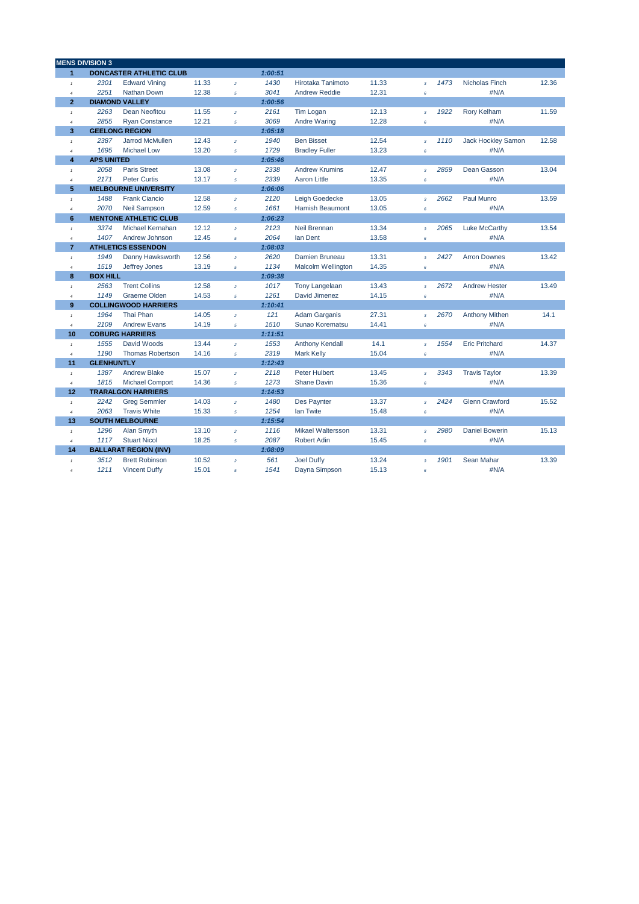| MENS DIVISION 3 | | | | | | | | | | | |
|---|---|---|---|---|---|---|---|---|---|---|---|
| 1 | DONCASTER ATHLETIC CLUB | | | | 1:00:51 | | | | | | |
| 1 | 2301 | Edward Vining | 11.33 | 2 | 1430 | Hirotaka Tanimoto | 11.33 | 3 | 1473 | Nicholas Finch | 12.36 |
| 4 | 2251 | Nathan Down | 12.38 | 5 | 3041 | Andrew Reddie | 12.31 | 6 | | #N/A | |
| 2 | DIAMOND VALLEY | | | | 1:00:56 | | | | | | |
| 1 | 2263 | Dean Neofitou | 11.55 | 2 | 2161 | Tim Logan | 12.13 | 3 | 1922 | Rory Kelham | 11.59 |
| 4 | 2855 | Ryan Constance | 12.21 | 5 | 3069 | Andre Waring | 12.28 | 6 | | #N/A | |
| 3 | GEELONG REGION | | | | 1:05:18 | | | | | | |
| 1 | 2387 | Jarrod McMullen | 12.43 | 2 | 1940 | Ben Bisset | 12.54 | 3 | 1110 | Jack Hockley Samon | 12.58 |
| 4 | 1695 | Michael Low | 13.20 | 5 | 1729 | Bradley Fuller | 13.23 | 6 | | #N/A | |
| 4 | APS UNITED | | | | 1:05:46 | | | | | | |
| 1 | 2058 | Paris Street | 13.08 | 2 | 2338 | Andrew Krumins | 12.47 | 3 | 2859 | Dean Gasson | 13.04 |
| 4 | 2171 | Peter Curtis | 13.17 | 5 | 2339 | Aaron Little | 13.35 | 6 | | #N/A | |
| 5 | MELBOURNE UNIVERSITY | | | | 1:06:06 | | | | | | |
| 1 | 1488 | Frank Ciancio | 12.58 | 2 | 2120 | Leigh Goedecke | 13.05 | 3 | 2662 | Paul Munro | 13.59 |
| 4 | 2070 | Neil Sampson | 12.59 | 5 | 1661 | Hamish Beaumont | 13.05 | 6 | | #N/A | |
| 6 | MENTONE ATHLETIC CLUB | | | | 1:06:23 | | | | | | |
| 1 | 3374 | Michael Kernahan | 12.12 | 2 | 2123 | Neil Brennan | 13.34 | 3 | 2065 | Luke McCarthy | 13.54 |
| 4 | 1407 | Andrew Johnson | 12.45 | 5 | 2064 | Ian Dent | 13.58 | 6 | | #N/A | |
| 7 | ATHLETICS ESSENDON | | | | 1:08:03 | | | | | | |
| 1 | 1949 | Danny Hawksworth | 12.56 | 2 | 2620 | Damien Bruneau | 13.31 | 3 | 2427 | Arron Downes | 13.42 |
| 4 | 1519 | Jeffrey Jones | 13.19 | 5 | 1134 | Malcolm Wellington | 14.35 | 6 | | #N/A | |
| 8 | BOX HILL | | | | 1:09:38 | | | | | | |
| 1 | 2563 | Trent Collins | 12.58 | 2 | 1017 | Tony Langelaan | 13.43 | 3 | 2672 | Andrew Hester | 13.49 |
| 4 | 1149 | Graeme Olden | 14.53 | 5 | 1261 | David Jimenez | 14.15 | 6 | | #N/A | |
| 9 | COLLINGWOOD HARRIERS | | | | 1:10:41 | | | | | | |
| 1 | 1964 | Thai Phan | 14.05 | 2 | 121 | Adam Garganis | 27.31 | 3 | 2670 | Anthony Mithen | 14.1 |
| 4 | 2109 | Andrew Evans | 14.19 | 5 | 1510 | Sunao Korematsu | 14.41 | 6 | | #N/A | |
| 10 | COBURG HARRIERS | | | | 1:11:51 | | | | | | |
| 1 | 1555 | David Woods | 13.44 | 2 | 1553 | Anthony Kendall | 14.1 | 3 | 1554 | Eric Pritchard | 14.37 |
| 4 | 1190 | Thomas Robertson | 14.16 | 5 | 2319 | Mark Kelly | 15.04 | 6 | | #N/A | |
| 11 | GLENHUNTLY | | | | 1:12:43 | | | | | | |
| 1 | 1387 | Andrew Blake | 15.07 | 2 | 2118 | Peter Hulbert | 13.45 | 3 | 3343 | Travis Taylor | 13.39 |
| 4 | 1815 | Michael Comport | 14.36 | 5 | 1273 | Shane Davin | 15.36 | 6 | | #N/A | |
| 12 | TRARALGON HARRIERS | | | | 1:14:53 | | | | | | |
| 1 | 2242 | Greg Semmler | 14.03 | 2 | 1480 | Des Paynter | 13.37 | 3 | 2424 | Glenn Crawford | 15.52 |
| 4 | 2063 | Travis White | 15.33 | 5 | 1254 | Ian Twite | 15.48 | 6 | | #N/A | |
| 13 | SOUTH MELBOURNE | | | | 1:15:54 | | | | | | |
| 1 | 1296 | Alan Smyth | 13.10 | 2 | 1116 | Mikael Waltersson | 13.31 | 3 | 2980 | Daniel Bowerin | 15.13 |
| 4 | 1117 | Stuart Nicol | 18.25 | 5 | 2087 | Robert Adin | 15.45 | 6 | | #N/A | |
| 14 | BALLARAT REGION (INV) | | | | 1:08:09 | | | | | | |
| 1 | 3512 | Brett Robinson | 10.52 | 2 | 561 | Joel Duffy | 13.24 | 3 | 1901 | Sean Mahar | 13.39 |
| 4 | 1211 | Vincent Duffy | 15.01 | 5 | 1541 | Dayna Simpson | 15.13 | 6 | | #N/A | |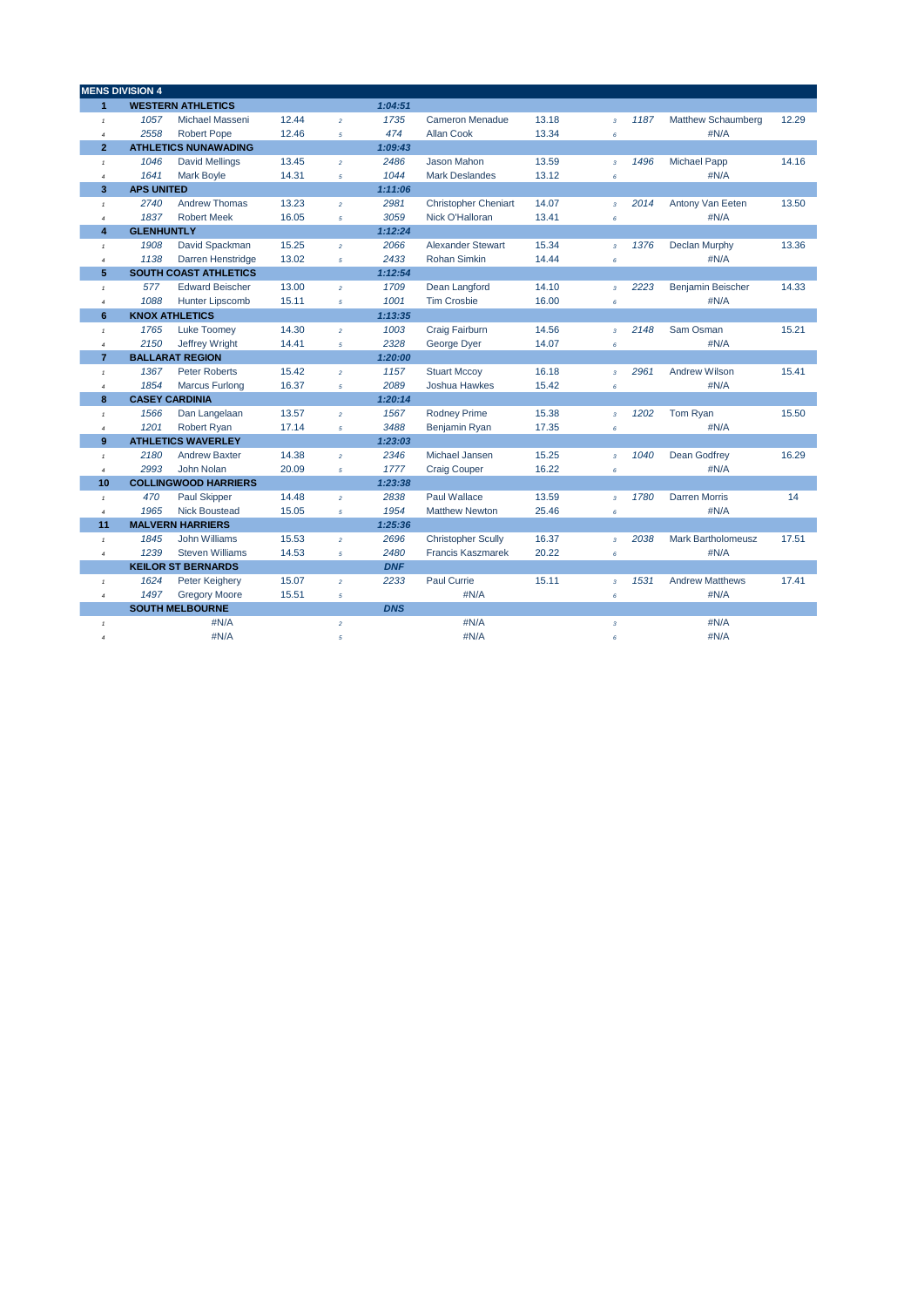| MENS DIVISION 4 | | | | | | | | | | | | |
|---|---|---|---|---|---|---|---|---|---|---|---|---|
| **1** | **WESTERN ATHLETICS** | | | | *1:04:51* | | | | | | | |
| 1 | 1057 | Michael Masseni | 12.44 | 2 | 1735 | Cameron Menadue | 13.18 | 3 | 1187 | Matthew Schaumberg | 12.29 |
| 4 | 2558 | Robert Pope | 12.46 | 5 | 474 | Allan Cook | 13.34 | 6 | | #N/A | |
| **2** | **ATHLETICS NUNAWADING** | | | | *1:09:43* | | | | | | |
| 1 | 1046 | David Mellings | 13.45 | 2 | 2486 | Jason Mahon | 13.59 | 3 | 1496 | Michael Papp | 14.16 |
| 4 | 1641 | Mark Boyle | 14.31 | 5 | 1044 | Mark Deslandes | 13.12 | 6 | | #N/A | |
| **3** | **APS UNITED** | | | | *1:11:06* | | | | | | |
| 1 | 2740 | Andrew Thomas | 13.23 | 2 | 2981 | Christopher Cheniart | 14.07 | 3 | 2014 | Antony Van Eeten | 13.50 |
| 4 | 1837 | Robert Meek | 16.05 | 5 | 3059 | Nick O'Halloran | 13.41 | 6 | | #N/A | |
| **4** | **GLENHUNTLY** | | | | *1:12:24* | | | | | | |
| 1 | 1908 | David Spackman | 15.25 | 2 | 2066 | Alexander Stewart | 15.34 | 3 | 1376 | Declan Murphy | 13.36 |
| 4 | 1138 | Darren Henstridge | 13.02 | 5 | 2433 | Rohan Simkin | 14.44 | 6 | | #N/A | |
| **5** | **SOUTH COAST ATHLETICS** | | | | *1:12:54* | | | | | | |
| 1 | 577 | Edward Beischer | 13.00 | 2 | 1709 | Dean Langford | 14.10 | 3 | 2223 | Benjamin Beischer | 14.33 |
| 4 | 1088 | Hunter Lipscomb | 15.11 | 5 | 1001 | Tim Crosbie | 16.00 | 6 | | #N/A | |
| **6** | **KNOX ATHLETICS** | | | | *1:13:35* | | | | | | |
| 1 | 1765 | Luke Toomey | 14.30 | 2 | 1003 | Craig Fairburn | 14.56 | 3 | 2148 | Sam Osman | 15.21 |
| 4 | 2150 | Jeffrey Wright | 14.41 | 5 | 2328 | George Dyer | 14.07 | 6 | | #N/A | |
| **7** | **BALLARAT REGION** | | | | *1:20:00* | | | | | | |
| 1 | 1367 | Peter Roberts | 15.42 | 2 | 1157 | Stuart Mccoy | 16.18 | 3 | 2961 | Andrew Wilson | 15.41 |
| 4 | 1854 | Marcus Furlong | 16.37 | 5 | 2089 | Joshua Hawkes | 15.42 | 6 | | #N/A | |
| **8** | **CASEY CARDINIA** | | | | *1:20:14* | | | | | | |
| 1 | 1566 | Dan Langelaan | 13.57 | 2 | 1567 | Rodney Prime | 15.38 | 3 | 1202 | Tom Ryan | 15.50 |
| 4 | 1201 | Robert Ryan | 17.14 | 5 | 3488 | Benjamin Ryan | 17.35 | 6 | | #N/A | |
| **9** | **ATHLETICS WAVERLEY** | | | | *1:23:03* | | | | | | |
| 1 | 2180 | Andrew Baxter | 14.38 | 2 | 2346 | Michael Jansen | 15.25 | 3 | 1040 | Dean Godfrey | 16.29 |
| 4 | 2993 | John Nolan | 20.09 | 5 | 1777 | Craig Couper | 16.22 | 6 | | #N/A | |
| **10** | **COLLINGWOOD HARRIERS** | | | | *1:23:38* | | | | | | |
| 1 | 470 | Paul Skipper | 14.48 | 2 | 2838 | Paul Wallace | 13.59 | 3 | 1780 | Darren Morris | 14 |
| 4 | 1965 | Nick Boustead | 15.05 | 5 | 1954 | Matthew Newton | 25.46 | 6 | | #N/A | |
| **11** | **MALVERN HARRIERS** | | | | *1:25:36* | | | | | | |
| 1 | 1845 | John Williams | 15.53 | 2 | 2696 | Christopher Scully | 16.37 | 3 | 2038 | Mark Bartholomeusz | 17.51 |
| 4 | 1239 | Steven Williams | 14.53 | 5 | 2480 | Francis Kaszmarek | 20.22 | 6 | | #N/A | |
| | **KEILOR ST BERNARDS** | | | | *DNF* | | | | | | |
| 1 | 1624 | Peter Keighery | 15.07 | 2 | 2233 | Paul Currie | 15.11 | 3 | 1531 | Andrew Matthews | 17.41 |
| 4 | 1497 | Gregory Moore | 15.51 | 5 | | #N/A | | 6 | | #N/A | |
| | **SOUTH MELBOURNE** | | | | *DNS* | | | | | | |
| 1 | | #N/A | | 2 | | #N/A | | 3 | | #N/A | |
| 4 | | #N/A | | 5 | | #N/A | | 6 | | #N/A | |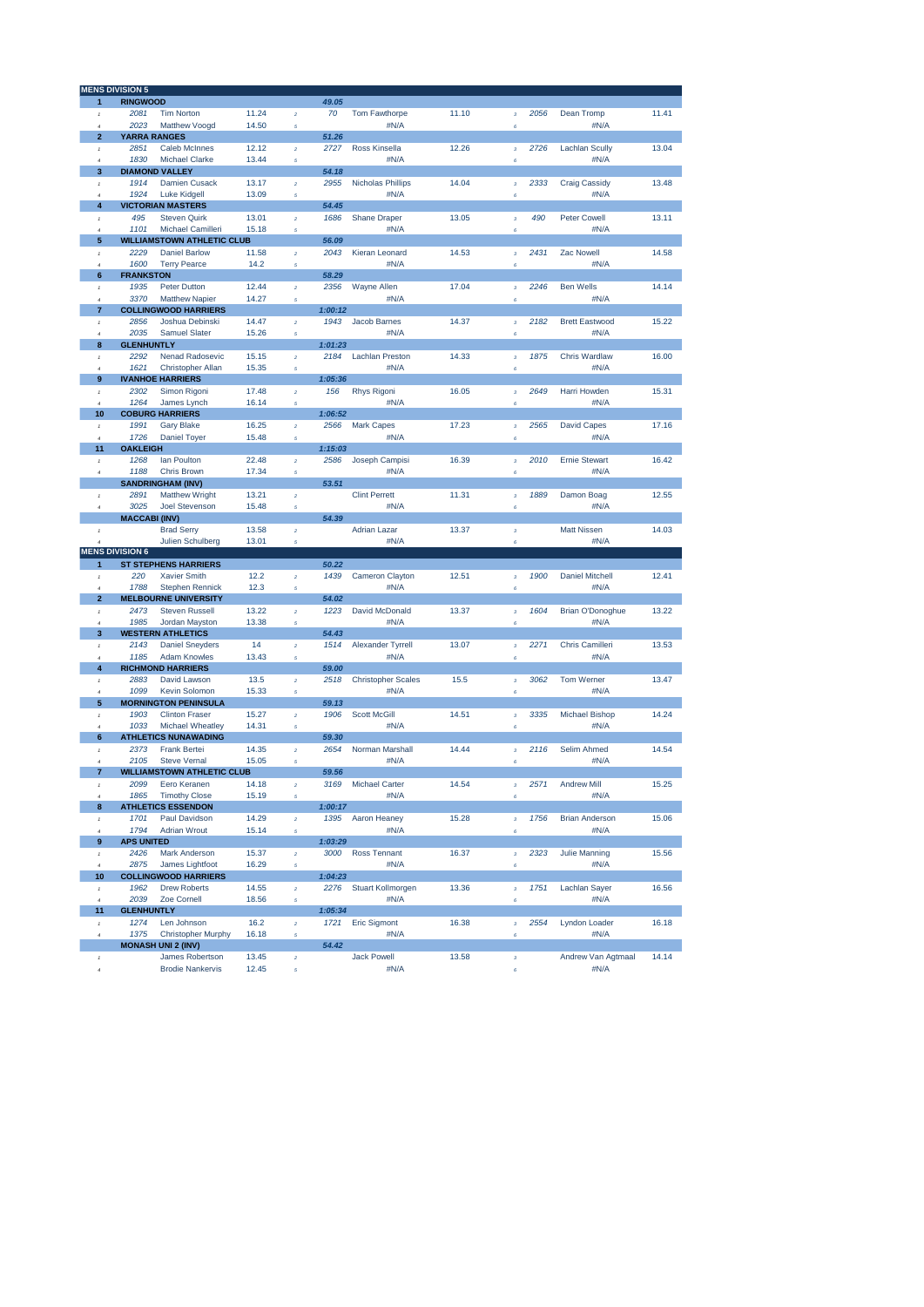## MENS DIVISION 5

| | | | | | | | | | | | |
|---|---|---|---|---|---|---|---|---|---|---|---|
| **1** | **RINGWOOD** | | | | 49.05 | | | | | | |
| 1 | 2081 | Tim Norton | 11.24 | 2 | 70 | Tom Fawthorpe | 11.10 | 3 | 2056 | Dean Tromp | 11.41 |
| 4 | 2023 | Matthew Voogd | 14.50 | 5 | | #N/A | | 6 | | #N/A | |
| **2** | **YARRA RANGES** | | | | 51.26 | | | | | | |
| 1 | 2851 | Caleb McInnes | 12.12 | 2 | 2727 | Ross Kinsella | 12.26 | 3 | 2726 | Lachlan Scully | 13.04 |
| 4 | 1830 | Michael Clarke | 13.44 | 5 | | #N/A | | 6 | | #N/A | |
| **3** | **DIAMOND VALLEY** | | | | 54.18 | | | | | | |
| 1 | 1914 | Damien Cusack | 13.17 | 2 | 2955 | Nicholas Phillips | 14.04 | 3 | 2333 | Craig Cassidy | 13.48 |
| 4 | 1924 | Luke Kidgell | 13.09 | 5 | | #N/A | | 6 | | #N/A | |
| **4** | **VICTORIAN MASTERS** | | | | 54.45 | | | | | | |
| 1 | 495 | Steven Quirk | 13.01 | 2 | 1686 | Shane Draper | 13.05 | 3 | 490 | Peter Cowell | 13.11 |
| 4 | 1101 | Michael Camilleri | 15.18 | 5 | | #N/A | | 6 | | #N/A | |
| **5** | **WILLIAMSTOWN ATHLETIC CLUB** | | | | 56.09 | | | | | | |
| 1 | 2229 | Daniel Barlow | 11.58 | 2 | 2043 | Kieran Leonard | 14.53 | 3 | 2431 | Zac Nowell | 14.58 |
| 4 | 1600 | Terry Pearce | 14.2 | 5 | | #N/A | | 6 | | #N/A | |
| **6** | **FRANKSTON** | | | | 58.29 | | | | | | |
| 1 | 1935 | Peter Dutton | 12.44 | 2 | 2356 | Wayne Allen | 17.04 | 3 | 2246 | Ben Wells | 14.14 |
| 4 | 3370 | Matthew Napier | 14.27 | 5 | | #N/A | | 6 | | #N/A | |
| **7** | **COLLINGWOOD HARRIERS** | | | | 1:00:12 | | | | | | |
| 1 | 2856 | Joshua Debinski | 14.47 | 2 | 1943 | Jacob Barnes | 14.37 | 3 | 2182 | Brett Eastwood | 15.22 |
| 4 | 2035 | Samuel Slater | 15.26 | 5 | | #N/A | | 6 | | #N/A | |
| **8** | **GLENHUNTLY** | | | | 1:01:23 | | | | | | |
| 1 | 2292 | Nenad Radosevic | 15.15 | 2 | 2184 | Lachlan Preston | 14.33 | 3 | 1875 | Chris Wardlaw | 16.00 |
| 4 | 1621 | Christopher Allan | 15.35 | 5 | | #N/A | | 6 | | #N/A | |
| **9** | **IVANHOE HARRIERS** | | | | 1:05:36 | | | | | | |
| 1 | 2302 | Simon Rigoni | 17.48 | 2 | 156 | Rhys Rigoni | 16.05 | 3 | 2649 | Harri Howden | 15.31 |
| 4 | 1264 | James Lynch | 16.14 | 5 | | #N/A | | 6 | | #N/A | |
| **10** | **COBURG HARRIERS** | | | | 1:06:52 | | | | | | |
| 1 | 1991 | Gary Blake | 16.25 | 2 | 2566 | Mark Capes | 17.23 | 3 | 2565 | David Capes | 17.16 |
| 4 | 1726 | Daniel Toyer | 15.48 | 5 | | #N/A | | 6 | | #N/A | |
| **11** | **OAKLEIGH** | | | | 1:15:03 | | | | | | |
| 1 | 1268 | Ian Poulton | 22.48 | 2 | 2586 | Joseph Campisi | 16.39 | 3 | 2010 | Ernie Stewart | 16.42 |
| 4 | 1188 | Chris Brown | 17.34 | 5 | | #N/A | | 6 | | #N/A | |
| | **SANDRINGHAM (INV)** | | | | 53.51 | | | | | | |
| 1 | 2891 | Matthew Wright | 13.21 | 2 | | Clint Perrett | 11.31 | 3 | 1889 | Damon Boag | 12.55 |
| 4 | 3025 | Joel Stevenson | 15.48 | 5 | | #N/A | | 6 | | #N/A | |
| | **MACCABI (INV)** | | | | 54.39 | | | | | | |
| 1 | | Brad Serry | 13.58 | 2 | | Adrian Lazar | 13.37 | 3 | | Matt Nissen | 14.03 |
| 4 | | Julien Schulberg | 13.01 | 5 | | #N/A | | 6 | | #N/A | |

## MENS DIVISION 6

| | | | | | | | | | | | |
|---|---|---|---|---|---|---|---|---|---|---|---|
| **1** | **ST STEPHENS HARRIERS** | | | | 50.22 | | | | | | |
| 1 | 220 | Xavier Smith | 12.2 | 2 | 1439 | Cameron Clayton | 12.51 | 3 | 1900 | Daniel Mitchell | 12.41 |
| 4 | 1788 | Stephen Rennick | 12.3 | 5 | | #N/A | | 6 | | #N/A | |
| **2** | **MELBOURNE UNIVERSITY** | | | | 54.02 | | | | | | |
| 1 | 2473 | Steven Russell | 13.22 | 2 | 1223 | David McDonald | 13.37 | 3 | 1604 | Brian O'Donoghue | 13.22 |
| 4 | 1985 | Jordan Mayston | 13.38 | 5 | | #N/A | | 6 | | #N/A | |
| **3** | **WESTERN ATHLETICS** | | | | 54.43 | | | | | | |
| 1 | 2143 | Daniel Sneyders | 14 | 2 | 1514 | Alexander Tyrrell | 13.07 | 3 | 2271 | Chris Camilleri | 13.53 |
| 4 | 1185 | Adam Knowles | 13.43 | 5 | | #N/A | | 6 | | #N/A | |
| **4** | **RICHMOND HARRIERS** | | | | 59.00 | | | | | | |
| 1 | 2883 | David Lawson | 13.5 | 2 | 2518 | Christopher Scales | 15.5 | 3 | 3062 | Tom Werner | 13.47 |
| 4 | 1099 | Kevin Solomon | 15.33 | 5 | | #N/A | | 6 | | #N/A | |
| **5** | **MORNINGTON PENINSULA** | | | | 59.13 | | | | | | |
| 1 | 1903 | Clinton Fraser | 15.27 | 2 | 1906 | Scott McGill | 14.51 | 3 | 3335 | Michael Bishop | 14.24 |
| 4 | 1033 | Michael Wheatley | 14.31 | 5 | | #N/A | | 6 | | #N/A | |
| **6** | **ATHLETICS NUNAWADING** | | | | 59.30 | | | | | | |
| 1 | 2373 | Frank Bertei | 14.35 | 2 | 2654 | Norman Marshall | 14.44 | 3 | 2116 | Selim Ahmed | 14.54 |
| 4 | 2105 | Steve Vernal | 15.05 | 5 | | #N/A | | 6 | | #N/A | |
| **7** | **WILLIAMSTOWN ATHLETIC CLUB** | | | | 59.56 | | | | | | |
| 1 | 2099 | Eero Keranen | 14.18 | 2 | 3169 | Michael Carter | 14.54 | 3 | 2571 | Andrew Mill | 15.25 |
| 4 | 1865 | Timothy Close | 15.19 | 5 | | #N/A | | 6 | | #N/A | |
| **8** | **ATHLETICS ESSENDON** | | | | 1:00:17 | | | | | | |
| 1 | 1701 | Paul Davidson | 14.29 | 2 | 1395 | Aaron Heaney | 15.28 | 3 | 1756 | Brian Anderson | 15.06 |
| 4 | 1794 | Adrian Wrout | 15.14 | 5 | | #N/A | | 6 | | #N/A | |
| **9** | **APS UNITED** | | | | 1:03:29 | | | | | | |
| 1 | 2426 | Mark Anderson | 15.37 | 2 | 3000 | Ross Tennant | 16.37 | 3 | 2323 | Julie Manning | 15.56 |
| 4 | 2875 | James Lightfoot | 16.29 | 5 | | #N/A | | 6 | | #N/A | |
| **10** | **COLLINGWOOD HARRIERS** | | | | 1:04:23 | | | | | | |
| 1 | 1962 | Drew Roberts | 14.55 | 2 | 2276 | Stuart Kollmorgen | 13.36 | 3 | 1751 | Lachlan Sayer | 16.56 |
| 4 | 2039 | Zoe Cornell | 18.56 | 5 | | #N/A | | 6 | | #N/A | |
| **11** | **GLENHUNTLY** | | | | 1:05:34 | | | | | | |
| 1 | 1274 | Len Johnson | 16.2 | 2 | 1721 | Eric Sigmont | 16.38 | 3 | 2554 | Lyndon Loader | 16.18 |
| 4 | 1375 | Christopher Murphy | 16.18 | 5 | | #N/A | | 6 | | #N/A | |
| | **MONASH UNI 2 (INV)** | | | | 54.42 | | | | | | |
| 1 | | James Robertson | 13.45 | 2 | | Jack Powell | 13.58 | 3 | | Andrew Van Agtmaal | 14.14 |
| 4 | | Brodie Nankervis | 12.45 | 5 | | #N/A | | 6 | | #N/A | |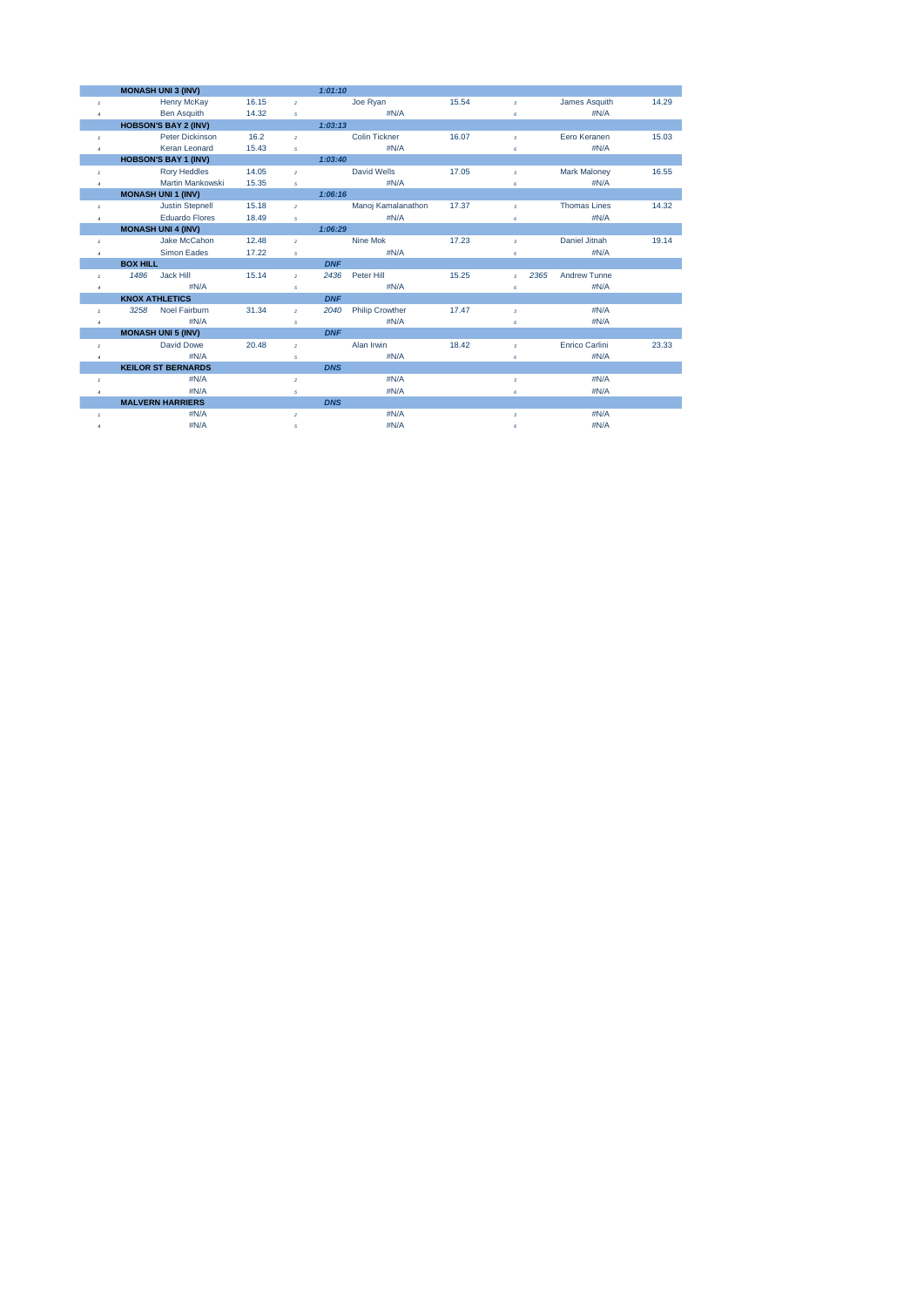| | | | | | | | | | | | | |
|---|---|---|---|---|---|---|---|---|---|---|---|---|
| | **MONASH UNI 3 (INV)** | | | | *1:01:10* | | | | | | | |
| 1 | | Henry McKay | 16.15 | 2 | | Joe Ryan | 15.54 | 3 | | James Asquith | 14.29 |
| 4 | | Ben Asquith | 14.32 | 5 | | #N/A | | 6 | | #N/A | |
| | **HOBSON'S BAY 2 (INV)** | | | | *1:03:13* | | | | | | |
| 1 | | Peter Dickinson | 16.2 | 2 | | Colin Tickner | 16.07 | 3 | | Eero Keranen | 15.03 |
| 4 | | Keran Leonard | 15.43 | 5 | | #N/A | | 6 | | #N/A | |
| | **HOBSON'S BAY 1 (INV)** | | | | *1:03:40* | | | | | | |
| 1 | | Rory Heddles | 14.05 | 2 | | David Wells | 17.05 | 3 | | Mark Maloney | 16.55 |
| 4 | | Martin Mankowski | 15.35 | 5 | | #N/A | | 6 | | #N/A | |
| | **MONASH UNI 1 (INV)** | | | | *1:06:16* | | | | | | |
| 1 | | Justin Stepnell | 15.18 | 2 | | Manoj Kamalanathon | 17.37 | 3 | | Thomas Lines | 14.32 |
| 4 | | Eduardo Flores | 18.49 | 5 | | #N/A | | 6 | | #N/A | |
| | **MONASH UNI 4 (INV)** | | | | *1:06:29* | | | | | | |
| 1 | | Jake McCahon | 12.48 | 2 | | Nine Mok | 17.23 | 3 | | Daniel Jitnah | 19.14 |
| 4 | | Simon Eades | 17.22 | 5 | | #N/A | | 6 | | #N/A | |
| | **BOX HILL** | | | | *DNF* | | | | | | |
| 1 | 1486 | Jack Hill | 15.14 | 2 | 2436 | Peter Hill | 15.25 | 3 | 2365 | Andrew Tunne | |
| 4 | | #N/A | | 5 | | #N/A | | 6 | | #N/A | |
| | **KNOX ATHLETICS** | | | | *DNF* | | | | | | |
| 1 | 3258 | Noel Fairburn | 31.34 | 2 | 2040 | Philip Crowther | 17.47 | 3 | | #N/A | |
| 4 | | #N/A | | 5 | | #N/A | | 6 | | #N/A | |
| | **MONASH UNI 5 (INV)** | | | | *DNF* | | | | | | |
| 1 | | David Dowe | 20.48 | 2 | | Alan Irwin | 18.42 | 3 | | Enrico Carlini | 23.33 |
| 4 | | #N/A | | 5 | | #N/A | | 6 | | #N/A | |
| | **KEILOR ST BERNARDS** | | | | *DNS* | | | | | | |
| 1 | | #N/A | | 2 | | #N/A | | 3 | | #N/A | |
| 4 | | #N/A | | 5 | | #N/A | | 6 | | #N/A | |
| | **MALVERN HARRIERS** | | | | *DNS* | | | | | | |
| 1 | | #N/A | | 2 | | #N/A | | 3 | | #N/A | |
| 4 | | #N/A | | 5 | | #N/A | | 6 | | #N/A | |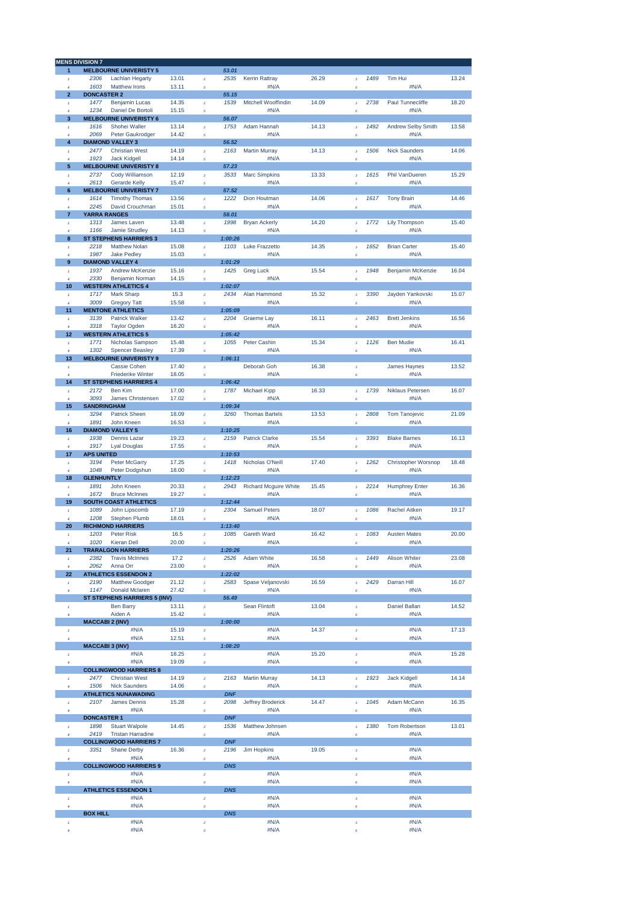## MENS DIVISION 7

| Pos | Bib | Name | Time | Leg | Bib | Name | Time | Leg | Bib | Name | Time |
|---|---|---|---|---|---|---|---|---|---|---|---|
| **1** | **MELBOURNE UNIVERSITY 5** | | | | **53.01** | | | | | | |
| 1 | 2306 | Lachlan Hegarty | 13.01 | 2 | 2535 | Kerrin Rattray | 26.29 | 3 | 1489 | Tim Hui | 13.24 |
| 4 | 1603 | Matthew Irons | 13.11 | 5 | | #N/A | | 6 | | #N/A | |
| **2** | **DONCASTER 2** | | | | **55.15** | | | | | | |
| 1 | 1477 | Benjamin Lucas | 14.35 | 2 | 1539 | Mitchell Wooffindin | 14.09 | 3 | 2738 | Paul Tunnecliffe | 18.20 |
| 4 | 1234 | Daniel De Bortoli | 15.15 | 5 | | #N/A | | 6 | | #N/A | |
| **3** | **MELBOURNE UNIVERSITY 6** | | | | **56.07** | | | | | | |
| 1 | 1616 | Shohei Waller | 13.14 | 2 | 1753 | Adam Hannah | 14.13 | 3 | 1492 | Andrew Selby Smith | 13.58 |
| 4 | 2069 | Peter Gaukrodger | 14.42 | 5 | | #N/A | | 6 | | #N/A | |
| **4** | **DIAMOND VALLEY 3** | | | | **56.52** | | | | | | |
| 1 | 2477 | Christian West | 14.19 | 2 | 2163 | Martin Murray | 14.13 | 3 | 1506 | Nick Saunders | 14.06 |
| 4 | 1923 | Jack Kidgell | 14.14 | 5 | | #N/A | | 6 | | #N/A | |
| **5** | **MELBOURNE UNIVERSITY 8** | | | | **57.23** | | | | | | |
| 1 | 2737 | Cody Williamson | 12.19 | 2 | 3533 | Marc Simpkins | 13.33 | 3 | 1615 | Phil VanDueren | 15.29 |
| 4 | 2613 | Gerarde Kelly | 15.47 | 5 | | #N/A | | 6 | | #N/A | |
| **6** | **MELBOURNE UNIVERSITY 7** | | | | **57.52** | | | | | | |
| 1 | 1614 | Timothy Thomas | 13.56 | 2 | 1222 | Dion Houtman | 14.06 | 3 | 1617 | Tony Brain | 14.46 |
| 4 | 2245 | David Crouchman | 15.01 | 5 | | #N/A | | 6 | | #N/A | |
| **7** | **YARRA RANGES** | | | | **58.01** | | | | | | |
| 1 | 1313 | James Laven | 13.48 | 2 | 1998 | Bryan Ackerly | 14.20 | 3 | 1772 | Lily Thompson | 15.40 |
| 4 | 1166 | Jamie Strudley | 14.13 | 5 | | #N/A | | 6 | | #N/A | |
| **8** | **ST STEPHENS HARRIERS 3** | | | | **1:00:26** | | | | | | |
| 1 | 2218 | Matthew Nolan | 15.08 | 2 | 1103 | Luke Frazzetto | 14.35 | 3 | 1652 | Brian Carter | 15.40 |
| 4 | 1987 | Jake Pedley | 15.03 | 5 | | #N/A | | 6 | | #N/A | |
| **9** | **DIAMOND VALLEY 4** | | | | **1:01:29** | | | | | | |
| 1 | 1937 | Andrew McKenzie | 15.16 | 2 | 1425 | Greg Luck | 15.54 | 3 | 1948 | Benjamin McKenzie | 16.04 |
| 4 | 2330 | Benjamin Norman | 14.15 | 5 | | #N/A | | 6 | | #N/A | |
| **10** | **WESTERN ATHLETICS 4** | | | | **1:02:07** | | | | | | |
| 1 | 1717 | Mark Sharp | 15.3 | 2 | 2434 | Alan Hammond | 15.32 | 3 | 3390 | Jayden Yankovski | 15.07 |
| 4 | 3009 | Gregory Tatt | 15.58 | 5 | | #N/A | | 6 | | #N/A | |
| **11** | **MENTONE ATHLETICS** | | | | **1:05:09** | | | | | | |
| 1 | 3139 | Patrick Walker | 13.42 | 2 | 2204 | Graeme Lay | 16.11 | 3 | 2463 | Brett Jenkins | 16.56 |
| 4 | 3318 | Taylor Ogden | 18.20 | 5 | | #N/A | | 6 | | #N/A | |
| **12** | **WESTERN ATHLETICS 5** | | | | **1:05:42** | | | | | | |
| 1 | 1771 | Nicholas Sampson | 15.48 | 2 | 1055 | Peter Cashin | 15.34 | 3 | 1126 | Ben Mudie | 16.41 |
| 4 | 1302 | Spencer Beasley | 17.39 | 5 | | #N/A | | 6 | | #N/A | |
| **13** | **MELBOURNE UNIVERSITY 9** | | | | **1:06:11** | | | | | | |
| 1 | | Cassie Cohen | 17.40 | 2 | | Deborah Goh | 16.38 | 3 | | James Haynes | 13.52 |
| 4 | | Friederike Winter | 18.05 | 5 | | #N/A | | 6 | | #N/A | |
| **14** | **ST STEPHENS HARRIERS 4** | | | | **1:06:42** | | | | | | |
| 1 | 2172 | Ben Kim | 17.00 | 2 | 1787 | Michael Kipp | 16.33 | 3 | 1739 | Niklaus Petersen | 16.07 |
| 4 | 3093 | James Christensen | 17.02 | 5 | | #N/A | | 6 | | #N/A | |
| **15** | **SANDRINGHAM** | | | | **1:09:34** | | | | | | |
| 1 | 3294 | Patrick Sheen | 18.09 | 2 | 3260 | Thomas Bartels | 13.53 | 3 | 2808 | Tom Tanojevic | 21.09 |
| 4 | 1891 | John Kneen | 16.53 | 5 | | #N/A | | 6 | | #N/A | |
| **16** | **DIAMOND VALLEY 5** | | | | **1:10:25** | | | | | | |
| 1 | 1938 | Dennis Lazar | 19.23 | 2 | 2159 | Patrick Clarke | 15.54 | 3 | 3393 | Blake Barnes | 16.13 |
| 4 | 1917 | Lyal Douglas | 17.55 | 5 | | #N/A | | 6 | | #N/A | |
| **17** | **APS UNITED** | | | | **1:10:53** | | | | | | |
| 1 | 3194 | Peter McGarry | 17.25 | 2 | 1418 | Nicholas O'Neill | 17.40 | 3 | 1262 | Christopher Worsnop | 18.48 |
| 4 | 1048 | Peter Dodgshun | 18.00 | 5 | | #N/A | | 6 | | #N/A | |
| **18** | **GLENHUNTLY** | | | | **1:12:23** | | | | | | |
| 1 | 1891 | John Kneen | 20.33 | 2 | 2943 | Richard Mcguire White | 15.45 | 3 | 2214 | Humphrey Enter | 16.36 |
| 4 | 1672 | Bruce McInnes | 19.27 | 5 | | #N/A | | 6 | | #N/A | |
| **19** | **SOUTH COAST ATHLETICS** | | | | **1:12:44** | | | | | | |
| 1 | 1089 | John Lipscomb | 17.19 | 2 | 2304 | Samuel Peters | 18.07 | 3 | 1086 | Rachel Aitken | 19.17 |
| 4 | 1208 | Stephen Plumb | 18.01 | 5 | | #N/A | | 6 | | #N/A | |
| **20** | **RICHMOND HARRIERS** | | | | **1:13:40** | | | | | | |
| 1 | 1203 | Peter Risk | 16.5 | 2 | 1085 | Gareth Ward | 16.42 | 3 | 1083 | Austen Mates | 20.00 |
| 4 | 1020 | Kieran Dell | 20.00 | 5 | | #N/A | | 6 | | #N/A | |
| **21** | **TRARALGON HARRIERS** | | | | **1:20:26** | | | | | | |
| 1 | 2382 | Travis McInnes | 17.2 | 2 | 2526 | Adam White | 16.58 | 3 | 1449 | Alison Whiter | 23.08 |
| 4 | 2062 | Anna Orr | 23.00 | 5 | | #N/A | | 6 | | #N/A | |
| **22** | **ATHLETICS ESSENDON 2** | | | | **1:22:02** | | | | | | |
| 1 | 2190 | Matthew Goodger | 21.12 | 2 | 2583 | Spase Veljanovski | 16.59 | 3 | 2429 | Darran Hill | 16.07 |
| 4 | 1147 | Donald Mclaren | 27.42 | 5 | | #N/A | | 6 | | #N/A | |
| | **ST STEPHENS HARRIERS 5 (INV)** | | | | **56.49** | | | | | | |
| 1 | | Ben Barry | 13.11 | 2 | | Sean Flintoft | 13.04 | 3 | | Daniel Ballan | 14.52 |
| 4 | | Aiden A | 15.42 | 5 | | #N/A | | 6 | | #N/A | |
| | **MACCABI 2 (INV)** | | | | **1:00:00** | | | | | | |
| 1 | | #N/A | 15.19 | 2 | | #N/A | 14.37 | 3 | | #N/A | 17.13 |
| 4 | | #N/A | 12.51 | 5 | | #N/A | | 6 | | #N/A | |
| | **MACCABI 3 (INV)** | | | | **1:08:20** | | | | | | |
| 1 | | #N/A | 18.25 | 2 | | #N/A | 15.20 | 3 | | #N/A | 15.28 |
| 4 | | #N/A | 19.09 | 5 | | #N/A | | 6 | | #N/A | |
| | **COLLINGWOOD HARRIERS 8** | | | | | | | | | | |
| 1 | 2477 | Christian West | 14.19 | 2 | 2163 | Martin Murray | 14.13 | 3 | 1923 | Jack Kidgell | 14.14 |
| 4 | 1506 | Nick Saunders | 14.06 | 5 | | #N/A | | 6 | | #N/A | |
| | **ATHLETICS NUNAWADING** | | | | **DNF** | | | | | | |
| 1 | 2107 | James Dennis | 15.28 | 2 | 2098 | Jeffrey Broderick | 14.47 | 3 | 1045 | Adam McCann | 16.35 |
| 4 | | #N/A | | 5 | | #N/A | | 6 | | #N/A | |
| | **DONCASTER 1** | | | | **DNF** | | | | | | |
| 1 | 1898 | Stuart Walpole | 14.45 | 2 | 1536 | Matthew Johnsen | | 3 | 1380 | Tom Robertson | 13.01 |
| 4 | 2419 | Tristan Harradine | | 5 | | #N/A | | 6 | | #N/A | |
| | **COLLINGWOOD HARRIERS 7** | | | | **DNF** | | | | | | |
| 1 | 3351 | Shane Derby | 16.36 | 2 | 2196 | Jim Hopkins | 19.05 | 3 | | #N/A | |
| 4 | | #N/A | | 5 | | #N/A | | 6 | | #N/A | |
| | **COLLINGWOOD HARRIERS 9** | | | | **DNS** | | | | | | |
| 1 | | #N/A | | 2 | | #N/A | | 3 | | #N/A | |
| 4 | | #N/A | | 5 | | #N/A | | 6 | | #N/A | |
| | **ATHLETICS ESSENDON 1** | | | | **DNS** | | | | | | |
| 1 | | #N/A | | 2 | | #N/A | | 3 | | #N/A | |
| 4 | | #N/A | | 5 | | #N/A | | 6 | | #N/A | |
| | **BOX HILL** | | | | **DNS** | | | | | | |
| 1 | | #N/A | | 2 | | #N/A | | 3 | | #N/A | |
| 4 | | #N/A | | 5 | | #N/A | | 6 | | #N/A | |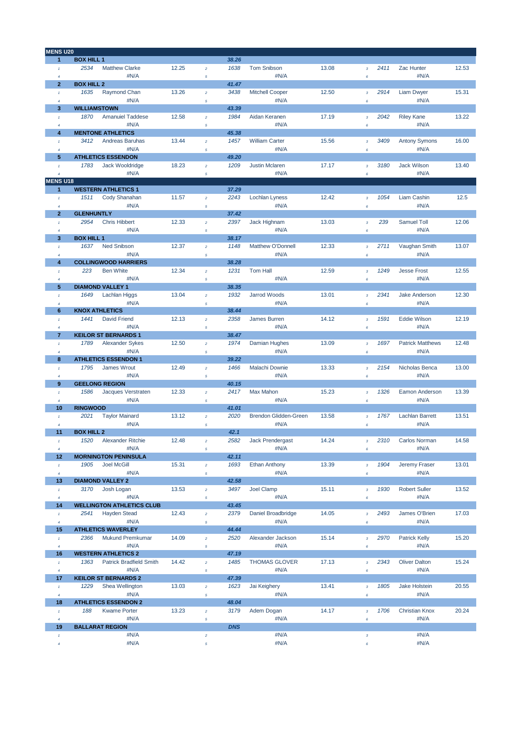## MENS U20

| Place | Team / Runner | | Time | Leg | Bib | Runner | Time | Leg | Bib | Runner | Time |
|---|---|---|---|---|---|---|---|---|---|---|---|
| **1** | **BOX HILL 1** | | | | ***38.26*** | | | | | | |
| 1 | 2534 | Matthew Clarke | 12.25 | 2 | 1638 | Tom Snibson | 13.08 | 3 | 2411 | Zac Hunter | 12.53 |
| 4 | | #N/A | | 5 | | #N/A | | 6 | | #N/A | |
| **2** | **BOX HILL 2** | | | | ***41.47*** | | | | | | |
| 1 | 1635 | Raymond Chan | 13.26 | 2 | 3438 | Mitchell Cooper | 12.50 | 3 | 2914 | Liam Dwyer | 15.31 |
| 4 | | #N/A | | 5 | | #N/A | | 6 | | #N/A | |
| **3** | **WILLIAMSTOWN** | | | | ***43.39*** | | | | | | |
| 1 | 1870 | Amanuiel Taddese | 12.58 | 2 | 1984 | Aidan Keranen | 17.19 | 3 | 2042 | Riley Kane | 13.22 |
| 4 | | #N/A | | 5 | | #N/A | | 6 | | #N/A | |
| **4** | **MENTONE ATHLETICS** | | | | ***45.38*** | | | | | | |
| 1 | 3412 | Andreas Baruhas | 13.44 | 2 | 1457 | William Carter | 15.56 | 3 | 3409 | Antony Symons | 16.00 |
| 4 | | #N/A | | 5 | | #N/A | | 6 | | #N/A | |
| **5** | **ATHLETICS ESSENDON** | | | | ***49.20*** | | | | | | |
| 1 | 1783 | Jack Wooldridge | 18.23 | 2 | 1209 | Justin Mclaren | 17.17 | 3 | 3180 | Jack Wilson | 13.40 |
| 4 | | #N/A | | 5 | | #N/A | | 6 | | #N/A | |

## MENS U18

| Place | Team / Runner | | Time | Leg | Bib | Runner | Time | Leg | Bib | Runner | Time |
|---|---|---|---|---|---|---|---|---|---|---|---|
| **1** | **WESTERN ATHLETICS 1** | | | | ***37.29*** | | | | | | |
| 1 | 1511 | Cody Shanahan | 11.57 | 2 | 2243 | Lochlan Lyness | 12.42 | 3 | 1054 | Liam Cashin | 12.5 |
| 4 | | #N/A | | 5 | | #N/A | | 6 | | #N/A | |
| **2** | **GLENHUNTLY** | | | | ***37.42*** | | | | | | |
| 1 | 2954 | Chris Hibbert | 12.33 | 2 | 2397 | Jack Highnam | 13.03 | 3 | 239 | Samuel Toll | 12.06 |
| 4 | | #N/A | | 5 | | #N/A | | 6 | | #N/A | |
| **3** | **BOX HILL 1** | | | | ***38.17*** | | | | | | |
| 1 | 1637 | Ned Snibson | 12.37 | 2 | 1148 | Matthew O'Donnell | 12.33 | 3 | 2711 | Vaughan Smith | 13.07 |
| 4 | | #N/A | | 5 | | #N/A | | 6 | | #N/A | |
| **4** | **COLLINGWOOD HARRIERS** | | | | ***38.28*** | | | | | | |
| 1 | 223 | Ben White | 12.34 | 2 | 1231 | Tom Hall | 12.59 | 3 | 1249 | Jesse Frost | 12.55 |
| 4 | | #N/A | | 5 | | #N/A | | 6 | | #N/A | |
| **5** | **DIAMOND VALLEY 1** | | | | ***38.35*** | | | | | | |
| 1 | 1649 | Lachlan Higgs | 13.04 | 2 | 1932 | Jarrod Woods | 13.01 | 3 | 2341 | Jake Anderson | 12.30 |
| 4 | | #N/A | | 5 | | #N/A | | 6 | | #N/A | |
| **6** | **KNOX ATHLETICS** | | | | ***38.44*** | | | | | | |
| 1 | 1441 | David Friend | 12.13 | 2 | 2358 | James Burren | 14.12 | 3 | 1591 | Eddie Wilson | 12.19 |
| 4 | | #N/A | | 5 | | #N/A | | 6 | | #N/A | |
| **7** | **KEILOR ST BERNARDS 1** | | | | ***38.47*** | | | | | | |
| 1 | 1789 | Alexander Sykes | 12.50 | 2 | 1974 | Damian Hughes | 13.09 | 3 | 1697 | Patrick Matthews | 12.48 |
| 4 | | #N/A | | 5 | | #N/A | | 6 | | #N/A | |
| **8** | **ATHLETICS ESSENDON 1** | | | | ***39.22*** | | | | | | |
| 1 | 1795 | James Wrout | 12.49 | 2 | 1466 | Malachi Downie | 13.33 | 3 | 2154 | Nicholas Benca | 13.00 |
| 4 | | #N/A | | 5 | | #N/A | | 6 | | #N/A | |
| **9** | **GEELONG REGION** | | | | ***40.15*** | | | | | | |
| 1 | 1586 | Jacques Verstraten | 12.33 | 2 | 2417 | Max Mahon | 15.23 | 3 | 1326 | Eamon Anderson | 13.39 |
| 4 | | #N/A | | 5 | | #N/A | | 6 | | #N/A | |
| **10** | **RINGWOOD** | | | | ***41.01*** | | | | | | |
| 1 | 2021 | Taylor Mainard | 13.12 | 2 | 2020 | Brendon Glidden-Green | 13.58 | 3 | 1767 | Lachlan Barrett | 13.51 |
| 4 | | #N/A | | 5 | | #N/A | | 6 | | #N/A | |
| **11** | **BOX HILL 2** | | | | ***42.1*** | | | | | | |
| 1 | 1520 | Alexander Ritchie | 12.48 | 2 | 2582 | Jack Prendergast | 14.24 | 3 | 2310 | Carlos Norman | 14.58 |
| 4 | | #N/A | | 5 | | #N/A | | 6 | | #N/A | |
| **12** | **MORNINGTON PENINSULA** | | | | ***42.11*** | | | | | | |
| 1 | 1905 | Joel McGill | 15.31 | 2 | 1693 | Ethan Anthony | 13.39 | 3 | 1904 | Jeremy Fraser | 13.01 |
| 4 | | #N/A | | 5 | | #N/A | | 6 | | #N/A | |
| **13** | **DIAMOND VALLEY 2** | | | | ***42.58*** | | | | | | |
| 1 | 3170 | Josh Logan | 13.53 | 2 | 3497 | Joel Clamp | 15.11 | 3 | 1930 | Robert Suller | 13.52 |
| 4 | | #N/A | | 5 | | #N/A | | 6 | | #N/A | |
| **14** | **WELLINGTON ATHLETICS CLUB** | | | | ***43.45*** | | | | | | |
| 1 | 2541 | Hayden Stead | 12.43 | 2 | 2379 | Daniel Broadbridge | 14.05 | 3 | 2493 | James O'Brien | 17.03 |
| 4 | | #N/A | | 5 | | #N/A | | 6 | | #N/A | |
| **15** | **ATHLETICS WAVERLEY** | | | | ***44.44*** | | | | | | |
| 1 | 2366 | Mukund Premkumar | 14.09 | 2 | 2520 | Alexander Jackson | 15.14 | 3 | 2970 | Patrick Kelly | 15.20 |
| 4 | | #N/A | | 5 | | #N/A | | 6 | | #N/A | |
| **16** | **WESTERN ATHLETICS 2** | | | | ***47.19*** | | | | | | |
| 1 | 1363 | Patrick Bradfield Smith | 14.42 | 2 | 1485 | THOMAS GLOVER | 17.13 | 3 | 2343 | Oliver Dalton | 15.24 |
| 4 | | #N/A | | 5 | | #N/A | | 6 | | #N/A | |
| **17** | **KEILOR ST BERNARDS 2** | | | | ***47.39*** | | | | | | |
| 1 | 1229 | Shea Wellington | 13.03 | 2 | 1623 | Jai Keighery | 13.41 | 3 | 1805 | Jake Holstein | 20.55 |
| 4 | | #N/A | | 5 | | #N/A | | 6 | | #N/A | |
| **18** | **ATHLETICS ESSENDON 2** | | | | ***48.04*** | | | | | | |
| 1 | 188 | Kwame Porter | 13.23 | 2 | 3179 | Adem Dogan | 14.17 | 3 | 1706 | Christian Knox | 20.24 |
| 4 | | #N/A | | 5 | | #N/A | | 6 | | #N/A | |
| **19** | **BALLARAT REGION** | | | | ***DNS*** | | | | | | |
| 1 | | #N/A | | 2 | | #N/A | | 3 | | #N/A | |
| 4 | | #N/A | | 5 | | #N/A | | 6 | | #N/A | |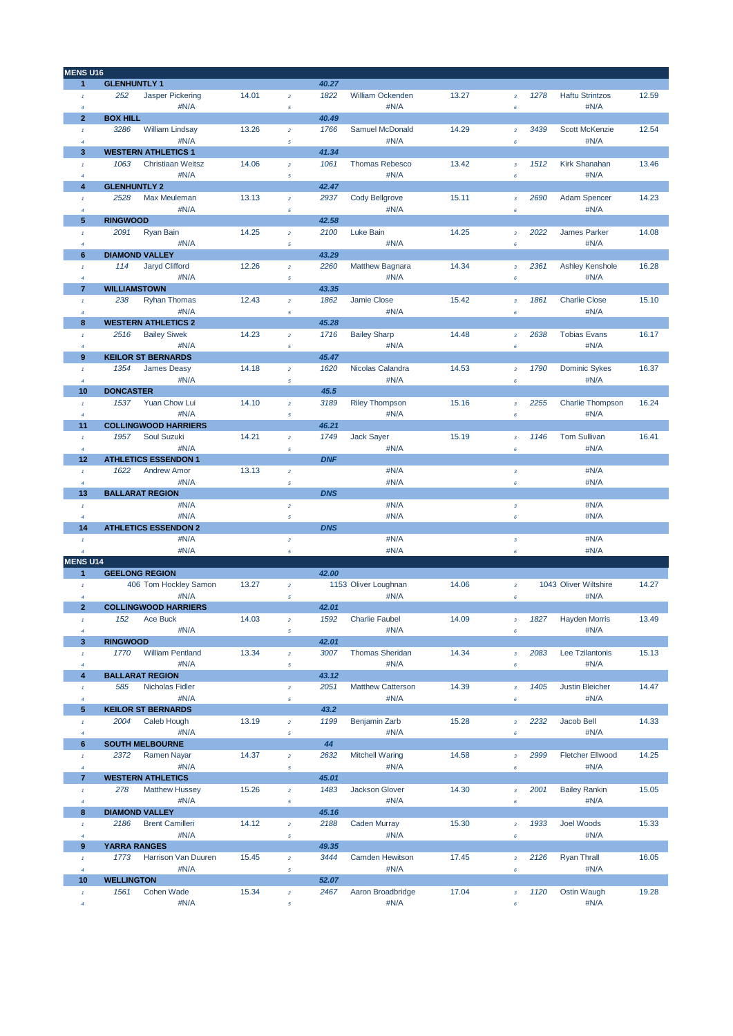## MENS U16

| Pos | Team / Bib | Name | Time | Leg | Bib | Name | Time | Leg | Bib | Name | Time |
|---|---|---|---|---|---|---|---|---|---|---|---|
| **1** | **GLENHUNTLY 1** | | | | *40.27* | | | | | | |
| 1 | 252 | Jasper Pickering | 14.01 | 2 | 1822 | William Ockenden | 13.27 | 3 | 1278 | Haftu Strintzos | 12.59 |
| 4 | | #N/A | | 5 | | #N/A | | 6 | | #N/A | |
| **2** | **BOX HILL** | | | | *40.49* | | | | | | |
| 1 | 3286 | William Lindsay | 13.26 | 2 | 1766 | Samuel McDonald | 14.29 | 3 | 3439 | Scott McKenzie | 12.54 |
| 4 | | #N/A | | 5 | | #N/A | | 6 | | #N/A | |
| **3** | **WESTERN ATHLETICS 1** | | | | *41.34* | | | | | | |
| 1 | 1063 | Christiaan Weitsz | 14.06 | 2 | 1061 | Thomas Rebesco | 13.42 | 3 | 1512 | Kirk Shanahan | 13.46 |
| 4 | | #N/A | | 5 | | #N/A | | 6 | | #N/A | |
| **4** | **GLENHUNTLY 2** | | | | *42.47* | | | | | | |
| 1 | 2528 | Max Meuleman | 13.13 | 2 | 2937 | Cody Bellgrove | 15.11 | 3 | 2690 | Adam Spencer | 14.23 |
| 4 | | #N/A | | 5 | | #N/A | | 6 | | #N/A | |
| **5** | **RINGWOOD** | | | | *42.58* | | | | | | |
| 1 | 2091 | Ryan Bain | 14.25 | 2 | 2100 | Luke Bain | 14.25 | 3 | 2022 | James Parker | 14.08 |
| 4 | | #N/A | | 5 | | #N/A | | 6 | | #N/A | |
| **6** | **DIAMOND VALLEY** | | | | *43.29* | | | | | | |
| 1 | 114 | Jaryd Clifford | 12.26 | 2 | 2260 | Matthew Bagnara | 14.34 | 3 | 2361 | Ashley Kenshole | 16.28 |
| 4 | | #N/A | | 5 | | #N/A | | 6 | | #N/A | |
| **7** | **WILLIAMSTOWN** | | | | *43.35* | | | | | | |
| 1 | 238 | Ryhan Thomas | 12.43 | 2 | 1862 | Jamie Close | 15.42 | 3 | 1861 | Charlie Close | 15.10 |
| 4 | | #N/A | | 5 | | #N/A | | 6 | | #N/A | |
| **8** | **WESTERN ATHLETICS 2** | | | | *45.28* | | | | | | |
| 1 | 2516 | Bailey Siwek | 14.23 | 2 | 1716 | Bailey Sharp | 14.48 | 3 | 2638 | Tobias Evans | 16.17 |
| 4 | | #N/A | | 5 | | #N/A | | 6 | | #N/A | |
| **9** | **KEILOR ST BERNARDS** | | | | *45.47* | | | | | | |
| 1 | 1354 | James Deasy | 14.18 | 2 | 1620 | Nicolas Calandra | 14.53 | 3 | 1790 | Dominic Sykes | 16.37 |
| 4 | | #N/A | | 5 | | #N/A | | 6 | | #N/A | |
| **10** | **DONCASTER** | | | | *45.5* | | | | | | |
| 1 | 1537 | Yuan Chow Lui | 14.10 | 2 | 3189 | Riley Thompson | 15.16 | 3 | 2255 | Charlie Thompson | 16.24 |
| 4 | | #N/A | | 5 | | #N/A | | 6 | | #N/A | |
| **11** | **COLLINGWOOD HARRIERS** | | | | *46.21* | | | | | | |
| 1 | 1957 | Soul Suzuki | 14.21 | 2 | 1749 | Jack Sayer | 15.19 | 3 | 1146 | Tom Sullivan | 16.41 |
| 4 | | #N/A | | 5 | | #N/A | | 6 | | #N/A | |
| **12** | **ATHLETICS ESSENDON 1** | | | | *DNF* | | | | | | |
| 1 | 1622 | Andrew Amor | 13.13 | 2 | | #N/A | | 3 | | #N/A | |
| 4 | | #N/A | | 5 | | #N/A | | 6 | | #N/A | |
| **13** | **BALLARAT REGION** | | | | *DNS* | | | | | | |
| 1 | | #N/A | | 2 | | #N/A | | 3 | | #N/A | |
| 4 | | #N/A | | 5 | | #N/A | | 6 | | #N/A | |
| **14** | **ATHLETICS ESSENDON 2** | | | | *DNS* | | | | | | |
| 1 | | #N/A | | 2 | | #N/A | | 3 | | #N/A | |
| 4 | | #N/A | | 5 | | #N/A | | 6 | | #N/A | |

## MENS U14

| Pos | Team / Bib | Name | Time | Leg | Bib | Name | Time | Leg | Bib | Name | Time |
|---|---|---|---|---|---|---|---|---|---|---|---|
| **1** | **GEELONG REGION** | | | | *42.00* | | | | | | |
| 1 | | 406 Tom Hockley Samon | 13.27 | 2 | | 1153 Oliver Loughnan | 14.06 | 3 | | 1043 Oliver Wiltshire | 14.27 |
| 4 | | #N/A | | 5 | | #N/A | | 6 | | #N/A | |
| **2** | **COLLINGWOOD HARRIERS** | | | | *42.01* | | | | | | |
| 1 | 152 | Ace Buck | 14.03 | 2 | 1592 | Charlie Faubel | 14.09 | 3 | 1827 | Hayden Morris | 13.49 |
| 4 | | #N/A | | 5 | | #N/A | | 6 | | #N/A | |
| **3** | **RINGWOOD** | | | | *42.01* | | | | | | |
| 1 | 1770 | William Pentland | 13.34 | 2 | 3007 | Thomas Sheridan | 14.34 | 3 | 2083 | Lee Tzilantonis | 15.13 |
| 4 | | #N/A | | 5 | | #N/A | | 6 | | #N/A | |
| **4** | **BALLARAT REGION** | | | | *43.12* | | | | | | |
| 1 | 585 | Nicholas Fidler | | 2 | 2051 | Matthew Catterson | 14.39 | 3 | 1405 | Justin Bleicher | 14.47 |
| 4 | | #N/A | | 5 | | #N/A | | 6 | | #N/A | |
| **5** | **KEILOR ST BERNARDS** | | | | *43.2* | | | | | | |
| 1 | 2004 | Caleb Hough | 13.19 | 2 | 1199 | Benjamin Zarb | 15.28 | 3 | 2232 | Jacob Bell | 14.33 |
| 4 | | #N/A | | 5 | | #N/A | | 6 | | #N/A | |
| **6** | **SOUTH MELBOURNE** | | | | *44* | | | | | | |
| 1 | 2372 | Ramen Nayar | 14.37 | 2 | 2632 | Mitchell Waring | 14.58 | 3 | 2999 | Fletcher Ellwood | 14.25 |
| 4 | | #N/A | | 5 | | #N/A | | 6 | | #N/A | |
| **7** | **WESTERN ATHLETICS** | | | | *45.01* | | | | | | |
| 1 | 278 | Matthew Hussey | 15.26 | 2 | 1483 | Jackson Glover | 14.30 | 3 | 2001 | Bailey Rankin | 15.05 |
| 4 | | #N/A | | 5 | | #N/A | | 6 | | #N/A | |
| **8** | **DIAMOND VALLEY** | | | | *45.16* | | | | | | |
| 1 | 2186 | Brent Camilleri | 14.12 | 2 | 2188 | Caden Murray | 15.30 | 3 | 1933 | Joel Woods | 15.33 |
| 4 | | #N/A | | 5 | | #N/A | | 6 | | #N/A | |
| **9** | **YARRA RANGES** | | | | *49.35* | | | | | | |
| 1 | 1773 | Harrison Van Duuren | 15.45 | 2 | 3444 | Camden Hewitson | 17.45 | 3 | 2126 | Ryan Thrall | 16.05 |
| 4 | | #N/A | | 5 | | #N/A | | 6 | | #N/A | |
| **10** | **WELLINGTON** | | | | *52.07* | | | | | | |
| 1 | 1561 | Cohen Wade | 15.34 | 2 | 2467 | Aaron Broadbridge | 17.04 | 3 | 1120 | Ostin Waugh | 19.28 |
| 4 | | #N/A | | 5 | | #N/A | | 6 | | #N/A | |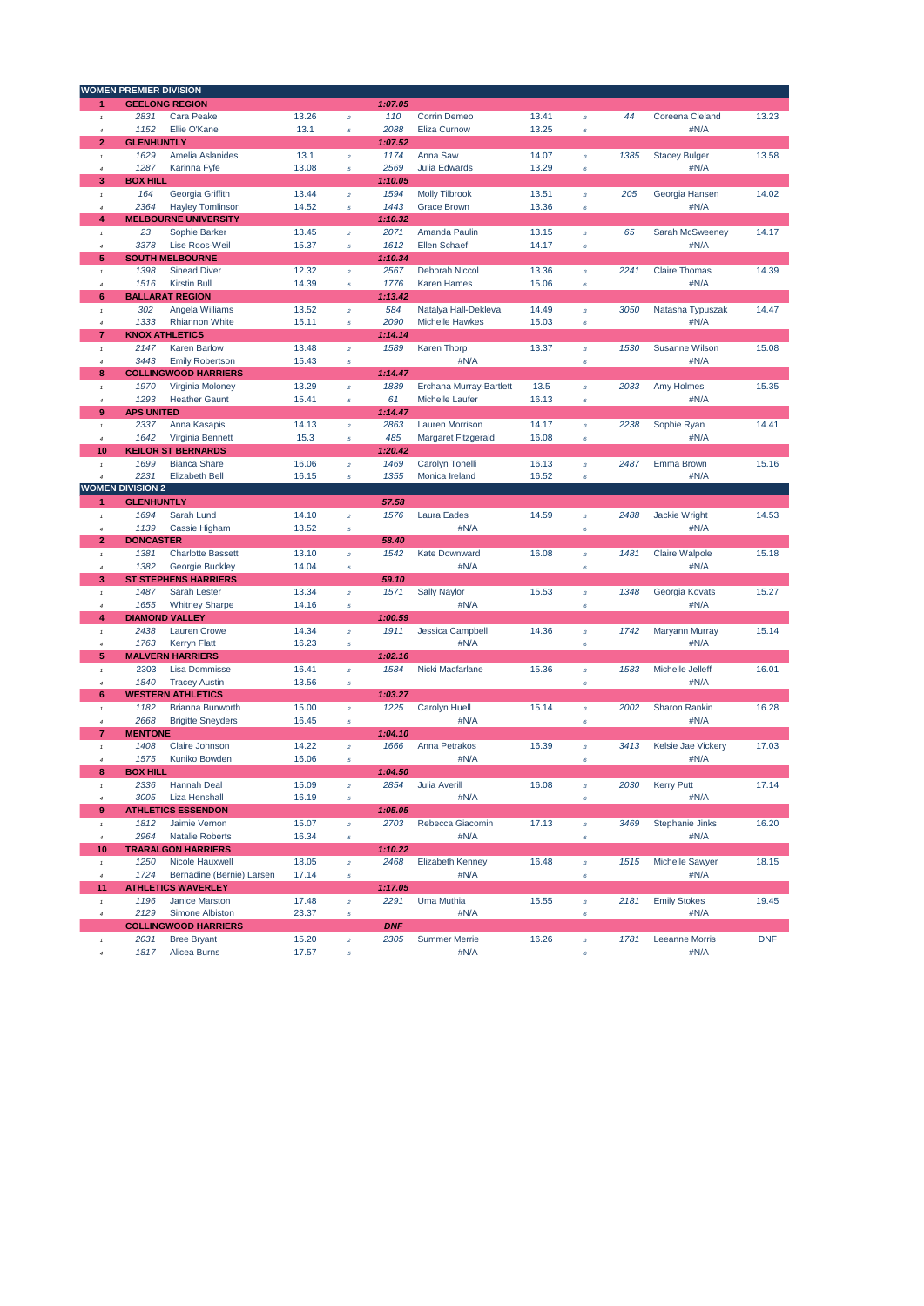## WOMEN PREMIER DIVISION

| | | | | | | | | | | | | |
|---|---|---|---|---|---|---|---|---|---|---|---|---|
| **1** | **GEELONG REGION** | | | | **1:07.05** | | | | | | | |
| 1 | 2831 | Cara Peake | 13.26 | 2 | 110 | Corrin Demeo | 13.41 | 3 | 44 | Coreena Cleland | 13.23 |
| 4 | 1152 | Ellie O'Kane | 13.1 | 5 | 2088 | Eliza Curnow | 13.25 | 6 | | #N/A | |
| **2** | **GLENHUNTLY** | | | | **1:07.52** | | | | | | |
| 1 | 1629 | Amelia Aslanides | 13.1 | 2 | 1174 | Anna Saw | 14.07 | 3 | 1385 | Stacey Bulger | 13.58 |
| 4 | 1287 | Karinna Fyfe | 13.08 | 5 | 2569 | Julia Edwards | 13.29 | 6 | | #N/A | |
| **3** | **BOX HILL** | | | | **1:10.05** | | | | | | |
| 1 | 164 | Georgia Griffith | 13.44 | 2 | 1594 | Molly Tilbrook | 13.51 | 3 | 205 | Georgia Hansen | 14.02 |
| 4 | 2364 | Hayley Tomlinson | 14.52 | 5 | 1443 | Grace Brown | 13.36 | 6 | | #N/A | |
| **4** | **MELBOURNE UNIVERSITY** | | | | **1:10.32** | | | | | | |
| 1 | 23 | Sophie Barker | 13.45 | 2 | 2071 | Amanda Paulin | 13.15 | 3 | 65 | Sarah McSweeney | 14.17 |
| 4 | 3378 | Lise Roos-Weil | 15.37 | 5 | 1612 | Ellen Schaef | 14.17 | 6 | | #N/A | |
| **5** | **SOUTH MELBOURNE** | | | | **1:10.34** | | | | | | |
| 1 | 1398 | Sinead Diver | 12.32 | 2 | 2567 | Deborah Niccol | 13.36 | 3 | 2241 | Claire Thomas | 14.39 |
| 4 | 1516 | Kirstin Bull | 14.39 | 5 | 1776 | Karen Hames | 15.06 | 6 | | #N/A | |
| **6** | **BALLARAT REGION** | | | | **1:13.42** | | | | | | |
| 1 | 302 | Angela Williams | 13.52 | 2 | 584 | Natalya Hall-Dekleva | 14.49 | 3 | 3050 | Natasha Typuszak | 14.47 |
| 4 | 1333 | Rhiannon White | 15.11 | 5 | 2090 | Michelle Hawkes | 15.03 | 6 | | #N/A | |
| **7** | **KNOX ATHLETICS** | | | | **1:14.14** | | | | | | |
| 1 | 2147 | Karen Barlow | 13.48 | 2 | 1589 | Karen Thorp | 13.37 | 3 | 1530 | Susanne Wilson | 15.08 |
| 4 | 3443 | Emily Robertson | 15.43 | 5 | | #N/A | | 6 | | #N/A | |
| **8** | **COLLINGWOOD HARRIERS** | | | | **1:14.47** | | | | | | |
| 1 | 1970 | Virginia Moloney | 13.29 | 2 | 1839 | Erchana Murray-Bartlett | 13.5 | 3 | 2033 | Amy Holmes | 15.35 |
| 4 | 1293 | Heather Gaunt | 15.41 | 5 | 61 | Michelle Laufer | 16.13 | 6 | | #N/A | |
| **9** | **APS UNITED** | | | | **1:14.47** | | | | | | |
| 1 | 2337 | Anna Kasapis | 14.13 | 2 | 2863 | Lauren Morrison | 14.17 | 3 | 2238 | Sophie Ryan | 14.41 |
| 4 | 1642 | Virginia Bennett | 15.3 | 5 | 485 | Margaret Fitzgerald | 16.08 | 6 | | #N/A | |
| **10** | **KEILOR ST BERNARDS** | | | | **1:20.42** | | | | | | |
| 1 | 1699 | Bianca Share | 16.06 | 2 | 1469 | Carolyn Tonelli | 16.13 | 3 | 2487 | Emma Brown | 15.16 |
| 4 | 2231 | Elizabeth Bell | 16.15 | 5 | 1355 | Monica Ireland | 16.52 | 6 | | #N/A | |

## WOMEN DIVISION 2

| | | | | | | | | | | | |
|---|---|---|---|---|---|---|---|---|---|---|---|
| **1** | **GLENHUNTLY** | | | | **57.58** | | | | | | |
| 1 | 1694 | Sarah Lund | 14.10 | 2 | 1576 | Laura Eades | 14.59 | 3 | 2488 | Jackie Wright | 14.53 |
| 4 | 1139 | Cassie Higham | 13.52 | 5 | | #N/A | | 6 | | #N/A | |
| **2** | **DONCASTER** | | | | **58.40** | | | | | | |
| 1 | 1381 | Charlotte Bassett | 13.10 | 2 | 1542 | Kate Downward | 16.08 | 3 | 1481 | Claire Walpole | 15.18 |
| 4 | 1382 | Georgie Buckley | 14.04 | 5 | | #N/A | | 6 | | #N/A | |
| **3** | **ST STEPHENS HARRIERS** | | | | **59.10** | | | | | | |
| 1 | 1487 | Sarah Lester | 13.34 | 2 | 1571 | Sally Naylor | 15.53 | 3 | 1348 | Georgia Kovats | 15.27 |
| 4 | 1655 | Whitney Sharpe | 14.16 | 5 | | #N/A | | 6 | | #N/A | |
| **4** | **DIAMOND VALLEY** | | | | **1:00.59** | | | | | | |
| 1 | 2438 | Lauren Crowe | 14.34 | 2 | 1911 | Jessica Campbell | 14.36 | 3 | 1742 | Maryann Murray | 15.14 |
| 4 | 1763 | Kerryn Flatt | 16.23 | 5 | | #N/A | | 6 | | #N/A | |
| **5** | **MALVERN HARRIERS** | | | | **1:02.16** | | | | | | |
| 1 | 2303 | Lisa Dommisse | 16.41 | 2 | 1584 | Nicki Macfarlane | 15.36 | 3 | 1583 | Michelle Jelleff | 16.01 |
| 4 | 1840 | Tracey Austin | 13.56 | 5 | | #N/A | | 6 | | #N/A | |
| **6** | **WESTERN ATHLETICS** | | | | **1:03.27** | | | | | | |
| 1 | 1182 | Brianna Bunworth | 15.00 | 2 | 1225 | Carolyn Huell | 15.14 | 3 | 2002 | Sharon Rankin | 16.28 |
| 4 | 2668 | Brigitte Sneyders | 16.45 | 5 | | #N/A | | 6 | | #N/A | |
| **7** | **MENTONE** | | | | **1:04.10** | | | | | | |
| 1 | 1408 | Claire Johnson | 14.22 | 2 | 1666 | Anna Petrakos | 16.39 | 3 | 3413 | Kelsie Jae Vickery | 17.03 |
| 4 | 1575 | Kuniko Bowden | 16.06 | 5 | | #N/A | | 6 | | #N/A | |
| **8** | **BOX HILL** | | | | **1:04.50** | | | | | | |
| 1 | 2336 | Hannah Deal | 15.09 | 2 | 2854 | Julia Averill | 16.08 | 3 | 2030 | Kerry Putt | 17.14 |
| 4 | 3005 | Liza Henshall | 16.19 | 5 | | #N/A | | 6 | | #N/A | |
| **9** | **ATHLETICS ESSENDON** | | | | **1:05.05** | | | | | | |
| 1 | 1812 | Jaimie Vernon | 15.07 | 2 | 2703 | Rebecca Giacomin | 17.13 | 3 | 3469 | Stephanie Jinks | 16.20 |
| 4 | 2964 | Natalie Roberts | 16.34 | 5 | | #N/A | | 6 | | #N/A | |
| **10** | **TRARALGON HARRIERS** | | | | **1:10.22** | | | | | | |
| 1 | 1250 | Nicole Hauxwell | 18.05 | 2 | 2468 | Elizabeth Kenney | 16.48 | 3 | 1515 | Michelle Sawyer | 18.15 |
| 4 | 1724 | Bernadine (Bernie) Larsen | 17.14 | 5 | | #N/A | | 6 | | #N/A | |
| **11** | **ATHLETICS WAVERLEY** | | | | **1:17.05** | | | | | | |
| 1 | 1196 | Janice Marston | 17.48 | 2 | 2291 | Uma Muthia | 15.55 | 3 | 2181 | Emily Stokes | 19.45 |
| 4 | 2129 | Simone Albiston | 23.37 | 5 | | #N/A | | 6 | | #N/A | |
| | **COLLINGWOOD HARRIERS** | | | | **DNF** | | | | | | |
| 1 | 2031 | Bree Bryant | 15.20 | 2 | 2305 | Summer Merrie | 16.26 | 3 | 1781 | Leeanne Morris | DNF |
| 4 | 1817 | Alicea Burns | 17.57 | 5 | | #N/A | | 6 | | #N/A | |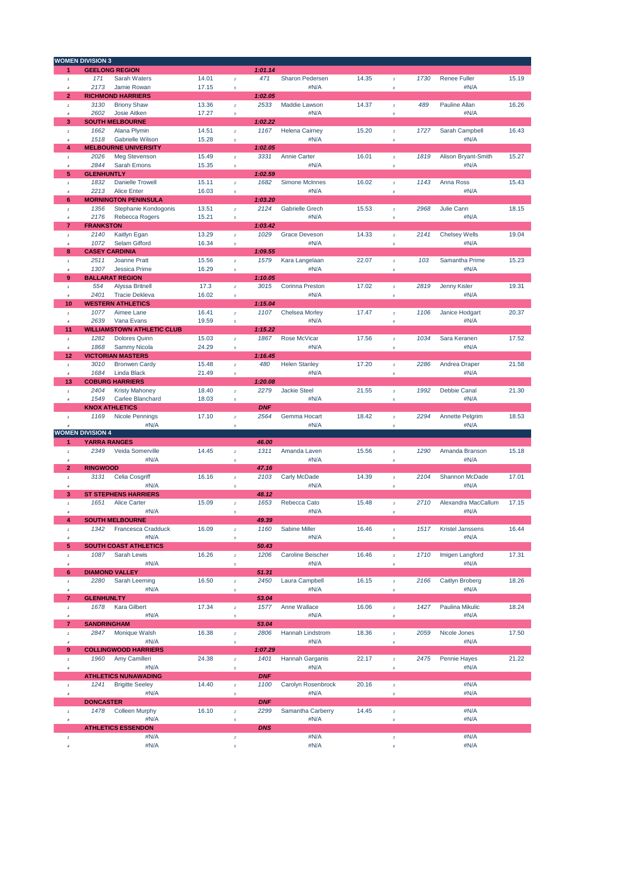## WOMEN DIVISION 3

| Pos | No. | Name | Time | Leg | No. | Name | Time | Leg | No. | Name | Time |
|---|---|---|---|---|---|---|---|---|---|---|---|
| **1** | **GEELONG REGION** | | | | **1:01.14** | | | | | | |
| 1 | 171 | Sarah Waters | 14.01 | 2 | 471 | Sharon Pedersen | 14.35 | 3 | 1730 | Renee Fuller | 15.19 |
| 4 | 2173 | Jamie Rowan | 17.15 | 5 | | #N/A | | 6 | | #N/A | |
| **2** | **RICHMOND HARRIERS** | | | | **1:02.05** | | | | | | |
| 1 | 3130 | Briony Shaw | 13.36 | 2 | 2533 | Maddie Lawson | 14.37 | 3 | 489 | Pauline Allan | 16.26 |
| 4 | 2602 | Josie Aitken | 17.27 | 5 | | #N/A | | 6 | | #N/A | |
| **3** | **SOUTH MELBOURNE** | | | | **1:02.22** | | | | | | |
| 1 | 1662 | Alana Plymin | 14.51 | 2 | 1167 | Helena Cairney | 15.20 | 3 | 1727 | Sarah Campbell | 16.43 |
| 4 | 1518 | Gabrielle Wilson | 15.28 | 5 | | #N/A | | 6 | | #N/A | |
| **4** | **MELBOURNE UNIVERSITY** | | | | **1:02.05** | | | | | | |
| 1 | 2026 | Meg Stevenson | 15.49 | 2 | 3331 | Annie Carter | 16.01 | 3 | 1819 | Alison Bryant-Smith | 15.27 |
| 4 | 2844 | Sarah Emons | 15.35 | 5 | | #N/A | | 6 | | #N/A | |
| **5** | **GLENHUNTLY** | | | | **1:02.59** | | | | | | |
| 1 | 1832 | Danielle Trowell | 15.11 | 2 | 1682 | Simone McInnes | 16.02 | 3 | 1143 | Anna Ross | 15.43 |
| 4 | 2213 | Alice Enter | 16.03 | 5 | | #N/A | | 6 | | #N/A | |
| **6** | **MORNINGTON PENINSULA** | | | | **1:03.20** | | | | | | |
| 1 | 1356 | Stephanie Kondogonis | 13.51 | 2 | 2124 | Gabrielle Grech | 15.53 | 3 | 2968 | Julie Cann | 18.15 |
| 4 | 2176 | Rebecca Rogers | 15.21 | 5 | | #N/A | | 6 | | #N/A | |
| **7** | **FRANKSTON** | | | | **1:03.42** | | | | | | |
| 1 | 2140 | Kaitlyn Egan | 13.29 | 2 | 1029 | Grace Deveson | 14.33 | 3 | 2141 | Chelsey Wells | 19.04 |
| 4 | 1072 | Selam Gifford | 16.34 | 5 | | #N/A | | 6 | | #N/A | |
| **8** | **CASEY CARDINIA** | | | | **1:09.55** | | | | | | |
| 1 | 2511 | Joanne Pratt | 15.56 | 2 | 1579 | Kara Langelaan | 22.07 | 3 | 103 | Samantha Prime | 15.23 |
| 4 | 1307 | Jessica Prime | 16.29 | 5 | | #N/A | | 6 | | #N/A | |
| **9** | **BALLARAT REGION** | | | | **1:10.05** | | | | | | |
| 1 | 554 | Alyssa Britnell | 17.3 | 2 | 3015 | Corinna Preston | 17.02 | 3 | 2819 | Jenny Kisler | 19.31 |
| 4 | 2401 | Tracie Dekleva | 16.02 | 5 | | #N/A | | 6 | | #N/A | |
| **10** | **WESTERN ATHLETICS** | | | | **1:15.04** | | | | | | |
| 1 | 1077 | Aimee Lane | 16.41 | 2 | 1107 | Chelsea Morley | 17.47 | 3 | 1106 | Janice Hodgart | 20.37 |
| 4 | 2639 | Vana Evans | 19.59 | 5 | | #N/A | | 6 | | #N/A | |
| **11** | **WILLIAMSTOWN ATHLETIC CLUB** | | | | **1:15.22** | | | | | | |
| 1 | 1282 | Dolores Quinn | 15.03 | 2 | 1867 | Rose McVicar | 17.56 | 3 | 1034 | Sara Keranen | 17.52 |
| 4 | 1868 | Sammy Nicola | 24.29 | 5 | | #N/A | | 6 | | #N/A | |
| **12** | **VICTORIAN MASTERS** | | | | **1:16.45** | | | | | | |
| 1 | 3010 | Bronwen Cardy | 15.48 | 2 | 480 | Helen Stanley | 17.20 | 3 | 2286 | Andrea Draper | 21.58 |
| 4 | 1684 | Linda Black | 21.49 | 5 | | #N/A | | 6 | | #N/A | |
| **13** | **COBURG HARRIERS** | | | | **1:20.08** | | | | | | |
| 1 | 2404 | Kristy Mahoney | 18.40 | 2 | 2279 | Jackie Steel | 21.55 | 3 | 1992 | Debbie Canal | 21.30 |
| 4 | 1549 | Carlee Blanchard | 18.03 | 5 | | #N/A | | 6 | | #N/A | |
| | **KNOX ATHLETICS** | | | | **DNF** | | | | | | |
| 1 | 1169 | Nicole Pennings | 17.10 | 2 | 2564 | Gemma Hocart | 18.42 | 3 | 2294 | Annette Pelgrim | 18.53 |
| 4 | | #N/A | | 5 | | #N/A | | 6 | | #N/A | |

## WOMEN DIVISION 4

| Pos | No. | Name | Time | Leg | No. | Name | Time | Leg | No. | Name | Time |
|---|---|---|---|---|---|---|---|---|---|---|---|
| **1** | **YARRA RANGES** | | | | **46.00** | | | | | | |
| 1 | 2349 | Veida Somerville | 14.45 | 2 | 1311 | Amanda Laven | 15.56 | 3 | 1290 | Amanda Branson | 15.18 |
| 4 | | #N/A | | 5 | | #N/A | | 6 | | #N/A | |
| **2** | **RINGWOOD** | | | | **47.16** | | | | | | |
| 1 | 3131 | Celia Cosgriff | 16.16 | 2 | 2103 | Carly McDade | 14.39 | 3 | 2104 | Shannon McDade | 17.01 |
| 4 | | #N/A | | 5 | | #N/A | | 6 | | #N/A | |
| **3** | **ST STEPHENS HARRIERS** | | | | **48.12** | | | | | | |
| 1 | 1651 | Alice Carter | 15.09 | 2 | 1653 | Rebecca Cato | 15.48 | 3 | 2710 | Alexandra MacCallum | 17.15 |
| 4 | | #N/A | | 5 | | #N/A | | 6 | | #N/A | |
| **4** | **SOUTH MELBOURNE** | | | | **49.39** | | | | | | |
| 1 | 1342 | Francesca Cradduck | 16.09 | 2 | 1160 | Sabine Miller | 16.46 | 3 | 1517 | Kristel Janssens | 16.44 |
| 4 | | #N/A | | 5 | | #N/A | | 6 | | #N/A | |
| **5** | **SOUTH COAST ATHLETICS** | | | | **50.43** | | | | | | |
| 1 | 1087 | Sarah Lewis | 16.26 | 2 | 1206 | Caroline Beischer | 16.46 | 3 | 1710 | Imigen Langford | 17.31 |
| 4 | | #N/A | | 5 | | #N/A | | 6 | | #N/A | |
| **6** | **DIAMOND VALLEY** | | | | **51.31** | | | | | | |
| 1 | 2280 | Sarah Leeming | 16.50 | 2 | 2450 | Laura Campbell | 16.15 | 3 | 2166 | Caitlyn Broberg | 18.26 |
| 4 | | #N/A | | 5 | | #N/A | | 6 | | #N/A | |
| **7** | **GLENHUNTLY** | | | | **53.04** | | | | | | |
| 1 | 1678 | Kara Gilbert | 17.34 | 2 | 1577 | Anne Wallace | 16.06 | 3 | 1427 | Paulina Mikulic | 18.24 |
| 4 | | #N/A | | 5 | | #N/A | | 6 | | #N/A | |
| **7** | **SANDRINGHAM** | | | | **53.04** | | | | | | |
| 1 | 2847 | Monique Walsh | 16.38 | 2 | 2806 | Hannah Lindstrom | 18.36 | 3 | 2059 | Nicole Jones | 17.50 |
| 4 | | #N/A | | 5 | | #N/A | | 6 | | #N/A | |
| **9** | **COLLINGWOOD HARRIERS** | | | | **1:07.29** | | | | | | |
| 1 | 1960 | Amy Camilleri | 24.38 | 2 | 1401 | Hannah Garganis | 22.17 | 3 | 2475 | Pennie Hayes | 21.22 |
| 4 | | #N/A | | 5 | | #N/A | | 6 | | #N/A | |
| | **ATHLETICS NUNAWADING** | | | | **DNF** | | | | | | |
| 1 | 1241 | Brigitte Seeley | 14.40 | 2 | 1100 | Carolyn Rosenbrock | 20.16 | 3 | | #N/A | |
| 4 | | #N/A | | 5 | | #N/A | | 6 | | #N/A | |
| | **DONCASTER** | | | | **DNF** | | | | | | |
| 1 | 1478 | Colleen Murphy | 16.10 | 2 | 2299 | Samantha Carberry | 14.45 | 3 | | #N/A | |
| 4 | | #N/A | | 5 | | #N/A | | 6 | | #N/A | |
| | **ATHLETICS ESSENDON** | | | | **DNS** | | | | | | |
| 1 | | #N/A | | 2 | | #N/A | | 3 | | #N/A | |
| 4 | | #N/A | | 5 | | #N/A | | 6 | | #N/A | |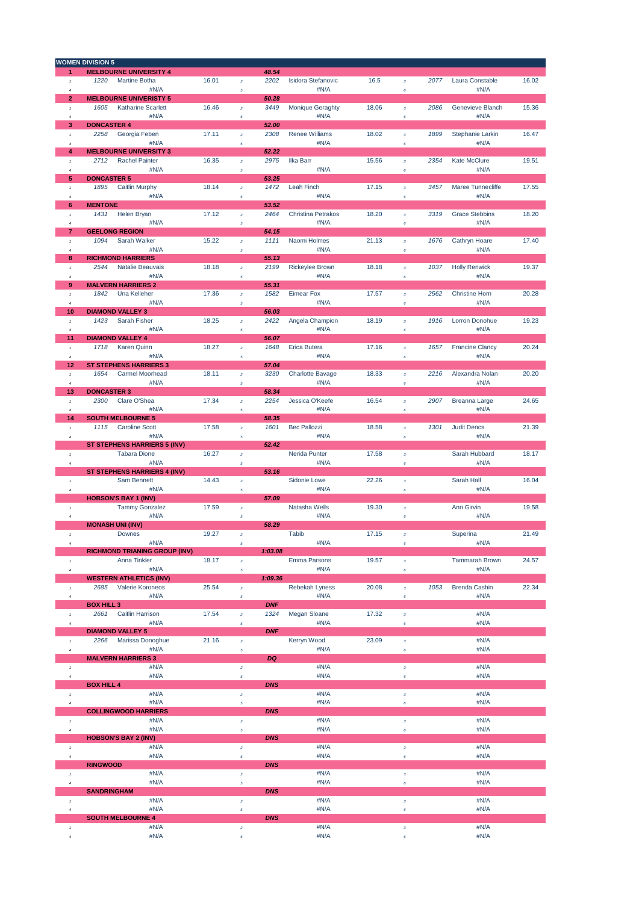## WOMEN DIVISION 5

| Place | | Bib | Name | Time | Leg | Bib | Name | Time | Leg | Bib | Name | Time |
|---|---|---|---|---|---|---|---|---|---|---|---|---|
| **1** | **MELBOURNE UNIVERSITY 4** | | | | | ***48.54*** | | | | | | |
| | 1 | 1220 | Martine Botha | 16.01 | 2 | 2202 | Isidora Stefanovic | 16.5 | 3 | 2077 | Laura Constable | 16.02 |
| | 4 | | #N/A | | 5 | | #N/A | | 6 | | #N/A | |
| **2** | **MELBOURNE UNIVERSITY 5** | | | | | ***50.28*** | | | | | | |
| | 1 | 1605 | Katharine Scarlett | 16.46 | 2 | 3449 | Monique Geraghty | 18.06 | 3 | 2086 | Genevieve Blanch | 15.36 |
| | 4 | | #N/A | | 5 | | #N/A | | 6 | | #N/A | |
| **3** | **DONCASTER 4** | | | | | ***52.00*** | | | | | | |
| | 1 | 2258 | Georgia Feben | 17.11 | 2 | 2308 | Renee Williams | 18.02 | 3 | 1899 | Stephanie Larkin | 16.47 |
| | 4 | | #N/A | | 5 | | #N/A | | 6 | | #N/A | |
| **4** | **MELBOURNE UNIVERSITY 3** | | | | | ***52.22*** | | | | | | |
| | 1 | 2712 | Rachel Painter | 16.35 | 2 | 2975 | Ilka Barr | 15.56 | 3 | 2354 | Kate McClure | 19.51 |
| | 4 | | #N/A | | 5 | | #N/A | | 6 | | #N/A | |
| **5** | **DONCASTER 5** | | | | | ***53.25*** | | | | | | |
| | 1 | 1895 | Caitlin Murphy | 18.14 | 2 | 1472 | Leah Finch | 17.15 | 3 | 3457 | Maree Tunnecliffe | 17.55 |
| | 4 | | #N/A | | 5 | | #N/A | | 6 | | #N/A | |
| **6** | **MENTONE** | | | | | ***53.52*** | | | | | | |
| | 1 | 1431 | Helen Bryan | 17.12 | 2 | 2464 | Christina Petrakos | 18.20 | 3 | 3319 | Grace Stebbins | 18.20 |
| | 4 | | #N/A | | 5 | | #N/A | | 6 | | #N/A | |
| **7** | **GEELONG REGION** | | | | | ***54.15*** | | | | | | |
| | 1 | 1094 | Sarah Walker | 15.22 | 2 | 1111 | Naomi Holmes | 21.13 | 3 | 1676 | Cathryn Hoare | 17.40 |
| | 4 | | #N/A | | 5 | | #N/A | | 6 | | #N/A | |
| **8** | **RICHMOND HARRIERS** | | | | | ***55.13*** | | | | | | |
| | 1 | 2544 | Natalie Beauvais | 18.18 | 2 | 2199 | Rickeylee Brown | 18.18 | 3 | 1037 | Holly Renwick | 19.37 |
| | 4 | | #N/A | | 5 | | #N/A | | 6 | | #N/A | |
| **9** | **MALVERN HARRIERS 2** | | | | | ***55.31*** | | | | | | |
| | 1 | 1842 | Una Kelleher | 17.36 | 2 | 1582 | Eimear Fox | 17.57 | 3 | 2562 | Christine Horn | 20.28 |
| | 4 | | #N/A | | 5 | | #N/A | | 6 | | #N/A | |
| **10** | **DIAMOND VALLEY 3** | | | | | ***56.03*** | | | | | | |
| | 1 | 1423 | Sarah Fisher | 18.25 | 2 | 2422 | Angela Champion | 18.19 | 3 | 1916 | Lorron Donohue | 19.23 |
| | 4 | | #N/A | | 5 | | #N/A | | 6 | | #N/A | |
| **11** | **DIAMOND VALLEY 4** | | | | | ***56.07*** | | | | | | |
| | 1 | 1718 | Karen Quinn | 18.27 | 2 | 1648 | Erica Butera | 17.16 | 3 | 1657 | Francine Clancy | 20.24 |
| | 4 | | #N/A | | 5 | | #N/A | | 6 | | #N/A | |
| **12** | **ST STEPHENS HARRIERS 3** | | | | | ***57.04*** | | | | | | |
| | 1 | 1654 | Carmel Moorhead | 18.11 | 2 | 3230 | Charlotte Bavage | 18.33 | 3 | 2216 | Alexandra Nolan | 20.20 |
| | 4 | | #N/A | | 5 | | #N/A | | 6 | | #N/A | |
| **13** | **DONCASTER 3** | | | | | ***58.34*** | | | | | | |
| | 1 | 2300 | Clare O'Shea | 17.34 | 2 | 2254 | Jessica O'Keefe | 16.54 | 3 | 2907 | Breanna Large | 24.65 |
| | 4 | | #N/A | | 5 | | #N/A | | 6 | | #N/A | |
| **14** | **SOUTH MELBOURNE 5** | | | | | ***58.35*** | | | | | | |
| | 1 | 1115 | Caroline Scott | 17.58 | 2 | 1601 | Bec Pallozzi | 18.58 | 3 | 1301 | Judit Dencs | 21.39 |
| | 4 | | #N/A | | 5 | | #N/A | | 6 | | #N/A | |
| | **ST STEPHENS HARRIERS 5 (INV)** | | | | | ***52.42*** | | | | | | |
| | 1 | | Tabara Dione | 16.27 | 2 | | Nerida Punter | 17.58 | 3 | | Sarah Hubbard | 18.17 |
| | 4 | | #N/A | | 5 | | #N/A | | 6 | | #N/A | |
| | **ST STEPHENS HARRIERS 4 (INV)** | | | | | ***53.16*** | | | | | | |
| | 1 | | Sam Bennett | 14.43 | 2 | | Sidonie Lowe | 22.26 | 3 | | Sarah Hall | 16.04 |
| | 4 | | #N/A | | 5 | | #N/A | | 6 | | #N/A | |
| | **HOBSON'S BAY 1 (INV)** | | | | | ***57.09*** | | | | | | |
| | 1 | | Tammy Gonzalez | 17.59 | 2 | | Natasha Wells | 19.30 | 3 | | Ann Girvin | 19.58 |
| | 4 | | #N/A | | 5 | | #N/A | | 6 | | #N/A | |
| | **MONASH UNI (INV)** | | | | | ***58.29*** | | | | | | |
| | 1 | | Downes | 19.27 | 2 | | Tabib | 17.15 | 3 | | Superina | 21.49 |
| | 4 | | #N/A | | 5 | | #N/A | | 6 | | #N/A | |
| | **RICHMOND TRIANING GROUP (INV)** | | | | | ***1:03.08*** | | | | | | |
| | 1 | | Anna Tinkler | 18.17 | 2 | | Emma Parsons | 19.57 | 3 | | Tammarah Brown | 24.57 |
| | 4 | | #N/A | | 5 | | #N/A | | 6 | | #N/A | |
| | **WESTERN ATHLETICS (INV)** | | | | | ***1:09.36*** | | | | | | |
| | 1 | 2685 | Valerie Koroneos | 25.54 | 2 | | Rebekah Lyness | 20.08 | 3 | 1053 | Brenda Cashin | 22.34 |
| | 4 | | #N/A | | 5 | | #N/A | | 6 | | #N/A | |
| | **BOX HILL 3** | | | | | ***DNF*** | | | | | | |
| | 1 | 2661 | Caitlin Harrison | 17.54 | 2 | 1324 | Megan Sloane | 17.32 | 3 | | #N/A | |
| | 4 | | #N/A | | 5 | | #N/A | | 6 | | #N/A | |
| | **DIAMOND VALLEY 5** | | | | | ***DNF*** | | | | | | |
| | 1 | 2266 | Marissa Donoghue | 21.16 | 2 | | Kerryn Wood | 23.09 | 3 | | #N/A | |
| | 4 | | #N/A | | 5 | | #N/A | | 6 | | #N/A | |
| | **MALVERN HARRIERS 3** | | | | | ***DQ*** | | | | | | |
| | 1 | | #N/A | | 2 | | #N/A | | 3 | | #N/A | |
| | 4 | | #N/A | | 5 | | #N/A | | 6 | | #N/A | |
| | **BOX HILL 4** | | | | | ***DNS*** | | | | | | |
| | 1 | | #N/A | | 2 | | #N/A | | 3 | | #N/A | |
| | 4 | | #N/A | | 5 | | #N/A | | 6 | | #N/A | |
| | **COLLINGWOOD HARRIERS** | | | | | ***DNS*** | | | | | | |
| | 1 | | #N/A | | 2 | | #N/A | | 3 | | #N/A | |
| | 4 | | #N/A | | 5 | | #N/A | | 6 | | #N/A | |
| | **HOBSON'S BAY 2 (INV)** | | | | | ***DNS*** | | | | | | |
| | 1 | | #N/A | | 2 | | #N/A | | 3 | | #N/A | |
| | 4 | | #N/A | | 5 | | #N/A | | 6 | | #N/A | |
| | **RINGWOOD** | | | | | ***DNS*** | | | | | | |
| | 1 | | #N/A | | 2 | | #N/A | | 3 | | #N/A | |
| | 4 | | #N/A | | 5 | | #N/A | | 6 | | #N/A | |
| | **SANDRINGHAM** | | | | | ***DNS*** | | | | | | |
| | 1 | | #N/A | | 2 | | #N/A | | 3 | | #N/A | |
| | 4 | | #N/A | | 5 | | #N/A | | 6 | | #N/A | |
| | **SOUTH MELBOURNE 4** | | | | | ***DNS*** | | | | | | |
| | 1 | | #N/A | | 2 | | #N/A | | 3 | | #N/A | |
| | 4 | | #N/A | | 5 | | #N/A | | 6 | | #N/A | |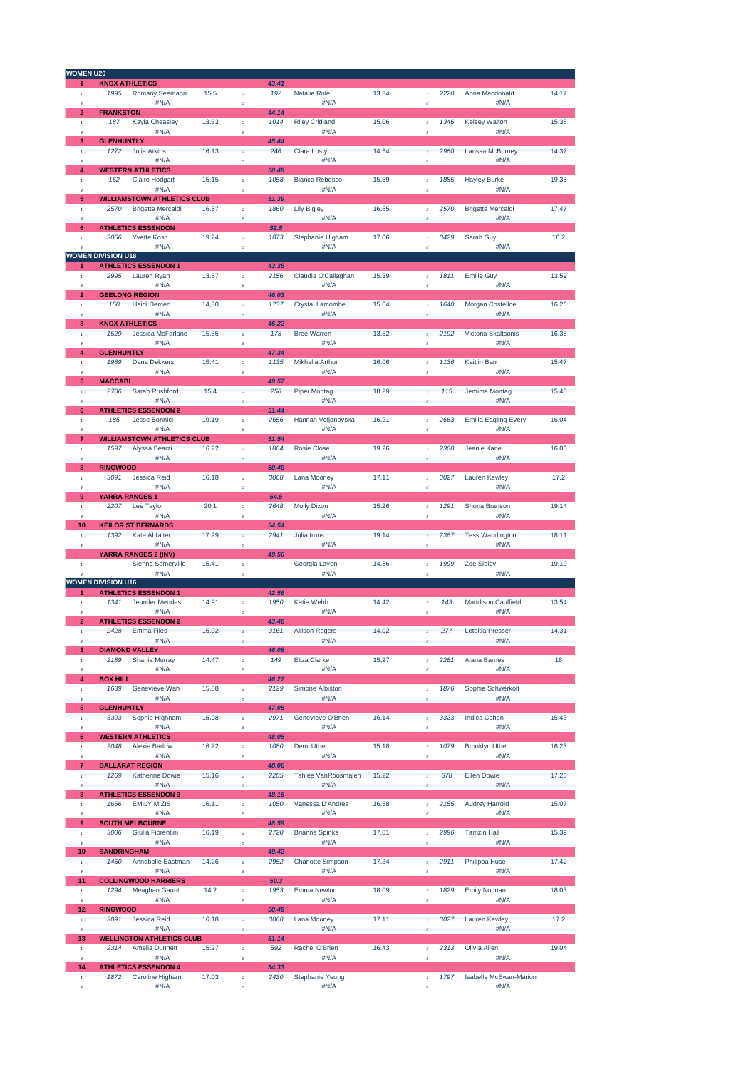## WOMEN U20

| Place | Bib | Name | Time | Leg | Bib | Name | Time | Leg | Bib | Name | Time |
|---|---|---|---|---|---|---|---|---|---|---|---|
| **1** | **KNOX ATHLETICS** | | | | **43.41** | | | | | | |
| 1 | 1995 | Romany Seemann | 15.5 | 2 | 192 | Natalie Rule | 13.34 | 3 | 2220 | Anna Macdonald | 14.17 |
| 4 | | #N/A | | 5 | | #N/A | | 6 | | #N/A | |
| **2** | **FRANKSTON** | | | | **44.14** | | | | | | |
| 1 | 187 | Kayla Cheasley | 13.33 | 2 | 1014 | Riley Cridland | 15.06 | 3 | 1346 | Kelsey Walton | 15.35 |
| 4 | | #N/A | | 5 | | #N/A | | 6 | | #N/A | |
| **3** | **GLENHUNTLY** | | | | **45.44** | | | | | | |
| 1 | 1272 | Julia Atkins | 16.13 | 2 | 246 | Ciara Losty | 14.54 | 3 | 2960 | Larissa McBurney | 14.37 |
| 4 | | #N/A | | 5 | | #N/A | | 6 | | #N/A | |
| **4** | **WESTERN ATHLETICS** | | | | **50.49** | | | | | | |
| 1 | 162 | Claire Hodgart | 15.15 | 2 | 1058 | Bianca Rebesco | 15.59 | 3 | 1885 | Hayley Burke | 19.35 |
| 4 | | #N/A | | 5 | | #N/A | | 6 | | #N/A | |
| **5** | **WILLIAMSTOWN ATHLETICS CLUB** | | | | **51.39** | | | | | | |
| 1 | 2570 | Brigette Mercaldi | 16.57 | 2 | 1860 | Lily Bigley | 16.55 | 3 | 2570 | Brigette Mercaldi | 17.47 |
| 4 | | #N/A | | 5 | | #N/A | | 6 | | #N/A | |
| **6** | **ATHLETICS ESSENDON** | | | | **52.5** | | | | | | |
| 1 | 3056 | Yvette Koso | 19.24 | 2 | 1873 | Stephanie Higham | 17.06 | 3 | 3429 | Sarah Guy | 16.2 |
| 4 | | #N/A | | 5 | | #N/A | | 6 | | #N/A | |

## WOMEN DIVISION U18

| Place | Bib | Name | Time | Leg | Bib | Name | Time | Leg | Bib | Name | Time |
|---|---|---|---|---|---|---|---|---|---|---|---|
| **1** | **ATHLETICS ESSENDON 1** | | | | **43.35** | | | | | | |
| 1 | 2995 | Lauren Ryan | 13.57 | 2 | 2156 | Claudia O'Callaghan | 15.39 | 3 | 1811 | Emilie Guy | 13.59 |
| 4 | | #N/A | | 5 | | #N/A | | 6 | | #N/A | |
| **2** | **GEELONG REGION** | | | | **46.03** | | | | | | |
| 1 | 150 | Heidi Demeo | 14,30 | 2 | 1737 | Crystal Larcombe | 15.04 | 3 | 1640 | Morgan Costelloe | 16.26 |
| 4 | | #N/A | | 5 | | #N/A | | 6 | | #N/A | |
| **3** | **KNOX ATHLETICS** | | | | **46.22** | | | | | | |
| 1 | 1529 | Jessica McFarlane | 15.55 | 2 | 178 | Bree Warren | 13.52 | 3 | 2192 | Victoria Skaltsonis | 16.35 |
| 4 | | #N/A | | 5 | | #N/A | | 6 | | #N/A | |
| **4** | **GLENHUNTLY** | | | | **47.34** | | | | | | |
| 1 | 1989 | Dana Dekkers | 15.41 | 2 | 1135 | Mikhalla Arthur | 16.06 | 3 | 1136 | Kaitlin Barr | 15.47 |
| 4 | | #N/A | | 5 | | #N/A | | 6 | | #N/A | |
| **5** | **MACCABI** | | | | **49.57** | | | | | | |
| 1 | 2706 | Sarah Rushford | 15.4 | 2 | 258 | Piper Montag | 18.29 | 3 | 115 | Jemima Montag | 15.48 |
| 4 | | #N/A | | 5 | | #N/A | | 6 | | #N/A | |
| **6** | **ATHLETICS ESSENDON 2** | | | | **51.44** | | | | | | |
| 1 | 185 | Jesse Bonnici | 19.19 | 2 | 2656 | Hannah Veljanovska | 16.21 | 3 | 2663 | Emilia Eagling-Every | 16.04 |
| 4 | | #N/A | | 5 | | #N/A | | 6 | | #N/A | |
| **7** | **WILLIAMSTOWN ATHLETICS CLUB** | | | | **51.54** | | | | | | |
| 1 | 1597 | Alyssa Bearzi | 16.22 | 2 | 1864 | Rosie Close | 19.26 | 3 | 2368 | Jeanie Kane | 16.06 |
| 4 | | #N/A | | 5 | | #N/A | | 6 | | #N/A | |
| **8** | **RINGWOOD** | | | | **50.49** | | | | | | |
| 1 | 3091 | Jessica Reid | 16.18 | 2 | 3068 | Lana Mooney | 17.11 | 3 | 3027 | Lauren Kewley | 17.2 |
| 4 | | #N/A | | 5 | | #N/A | | 6 | | #N/A | |
| **9** | **YARRA RANGES 1** | | | | **54.5** | | | | | | |
| 1 | 2207 | Lee Taylor | 20.1 | 2 | 2648 | Molly Dixon | 15.26 | 3 | 1291 | Shona Branson | 19.14 |
| 4 | | #N/A | | 5 | | #N/A | | 6 | | #N/A | |
| **10** | **KEILOR ST BERNARDS** | | | | **54.54** | | | | | | |
| 1 | 1392 | Kate Abfalter | 17.29 | 2 | 2941 | Julia Irons | 19.14 | 3 | 2367 | Tess Waddington | 18.11 |
| 4 | | #N/A | | 5 | | #N/A | | 6 | | #N/A | |
| | **YARRA RANGES 2 (INV)** | | | | **49.56** | | | | | | |
| 1 | | Sienna Somerville | 15.41 | 2 | | Georgia Laven | 14.56 | 3 | 1999 | Zoe Sibley | 19.19 |
| 4 | | #N/A | | 5 | | #N/A | | 6 | | #N/A | |

## WOMEN DIVISION U16

| Place | Bib | Name | Time | Leg | Bib | Name | Time | Leg | Bib | Name | Time |
|---|---|---|---|---|---|---|---|---|---|---|---|
| **1** | **ATHLETICS ESSENDON 1** | | | | **42.56** | | | | | | |
| 1 | 1341 | Jennifer Mendes | 14.91 | 2 | 1950 | Katie Webb | 14.42 | 3 | 143 | Maddison Caulfield | 13.54 |
| 4 | | #N/A | | 5 | | #N/A | | 6 | | #N/A | |
| **2** | **ATHLETICS ESSENDON 2** | | | | **43.46** | | | | | | |
| 1 | 2428 | Emma Files | 15.02 | 2 | 3161 | Allison Rogers | 14.02 | 3 | 277 | Leteitia Presser | 14.31 |
| 4 | | #N/A | | 5 | | #N/A | | 6 | | #N/A | |
| **3** | **DIAMOND VALLEY** | | | | **46.08** | | | | | | |
| 1 | 2189 | Shania Murray | 14.47 | 2 | 149 | Eliza Clarke | 15,27 | 3 | 2261 | Alana Barnes | 16 |
| 4 | | #N/A | | 5 | | #N/A | | 6 | | #N/A | |
| **4** | **BOX HILL** | | | | **46.27** | | | | | | |
| 1 | 1639 | Genevieve Wah | 15.08 | 2 | 2129 | Simone Albiston | | 3 | 1876 | Sophie Schwerkolt | |
| 4 | | #N/A | | 5 | | #N/A | | 6 | | #N/A | |
| **5** | **GLENHUNTLY** | | | | **47.05** | | | | | | |
| 1 | 3303 | Sophie Highnam | 15.08 | 2 | 2971 | Genevieve O'Brien | 16.14 | 3 | 3323 | Indica Cohen | 15.43 |
| 4 | | #N/A | | 5 | | #N/A | | 6 | | #N/A | |
| **6** | **WESTERN ATHLETICS** | | | | **48.05** | | | | | | |
| 1 | 2048 | Alexie Barlow | 16.22 | 2 | 1080 | Demi Utber | 15.18 | 3 | 1079 | Brooklyn Utber | 16.23 |
| 4 | | #N/A | | 5 | | #N/A | | 6 | | #N/A | |
| **7** | **BALLARAT REGION** | | | | **48.06** | | | | | | |
| 1 | 1269 | Katherine Dowie | 15.16 | 2 | 2205 | Tahlee VanRoosmalen | 15.22 | 3 | 578 | Ellen Dowie | 17.26 |
| 4 | | #N/A | | 5 | | #N/A | | 6 | | #N/A | |
| **8** | **ATHLETICS ESSENDON 3** | | | | **48.16** | | | | | | |
| 1 | 1656 | EMILY MIZIS | 16.11 | 2 | 1050 | Vanessa D'Andrea | 16.58 | 3 | 2155 | Audrey Harrold | 15.07 |
| 4 | | #N/A | | 5 | | #N/A | | 6 | | #N/A | |
| **9** | **SOUTH MELBOURNE** | | | | **48.59** | | | | | | |
| 1 | 3006 | Giulia Fiorentini | 16.19 | 2 | 2720 | Brianna Spinks | 17.01 | 3 | 2996 | Tamzin Hall | 15.39 |
| 4 | | #N/A | | 5 | | #N/A | | 6 | | #N/A | |
| **10** | **SANDRINGHAM** | | | | **49.42** | | | | | | |
| 1 | 1450 | Annabelle Eastman | 14.26 | 2 | 2952 | Charlotte Simpson | 17.34 | 3 | 2911 | Philippa Huse | 17.42 |
| 4 | | #N/A | | 5 | | #N/A | | 6 | | #N/A | |
| **11** | **COLLINGWOOD HARRIERS** | | | | **50.3** | | | | | | |
| 1 | 1294 | Meaghan Gaunt | 14.2 | 2 | 1953 | Emma Newton | 18.09 | 3 | 1829 | Emily Noonan | 18.03 |
| 4 | | #N/A | | 5 | | #N/A | | 6 | | #N/A | |
| **12** | **RINGWOOD** | | | | **50.49** | | | | | | |
| 1 | 3091 | Jessica Reid | 16.18 | 2 | 3068 | Lana Mooney | 17.11 | 3 | 3027 | Lauren Kewley | 17.2 |
| 4 | | #N/A | | 5 | | #N/A | | 6 | | #N/A | |
| **13** | **WELLINGTON ATHLETICS CLUB** | | | | **51.14** | | | | | | |
| 1 | 2314 | Amelia Dunnett | 15.27 | 2 | 592 | Rachel O'Brien | 16.43 | 3 | 2313 | Olivia Allen | 19.04 |
| 4 | | #N/A | | 5 | | #N/A | | 6 | | #N/A | |
| **14** | **ATHLETICS ESSENDON 4** | | | | **54.33** | | | | | | |
| 1 | 1872 | Caroline Higham | 17.03 | 2 | 2430 | Stephanie Yeung | | 3 | 1797 | Isabelle McEwan-Marion | |
| 4 | | #N/A | | 5 | | #N/A | | 6 | | #N/A | |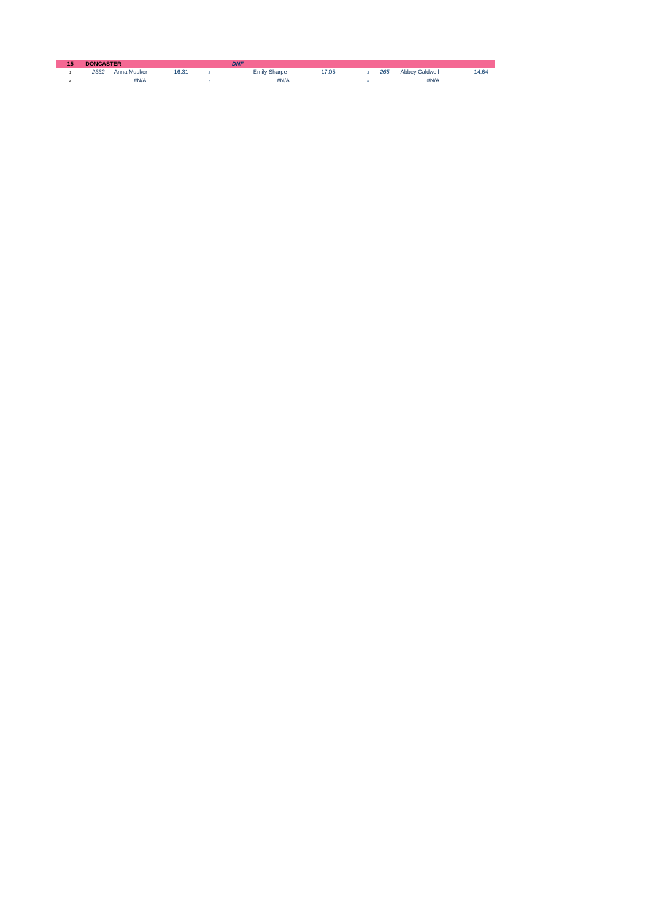| 15 | DONCASTER | | | | DNF | | | | | | |
|---|---|---|---|---|---|---|---|---|---|---|---|
| 1 | 2332 | Anna Musker | 16.31 | 2 | | Emily Sharpe | 17.05 | 3 | 265 | Abbey Caldwell | 14.64 |
| 4 | | #N/A | | 5 | | #N/A | | 6 | | #N/A | |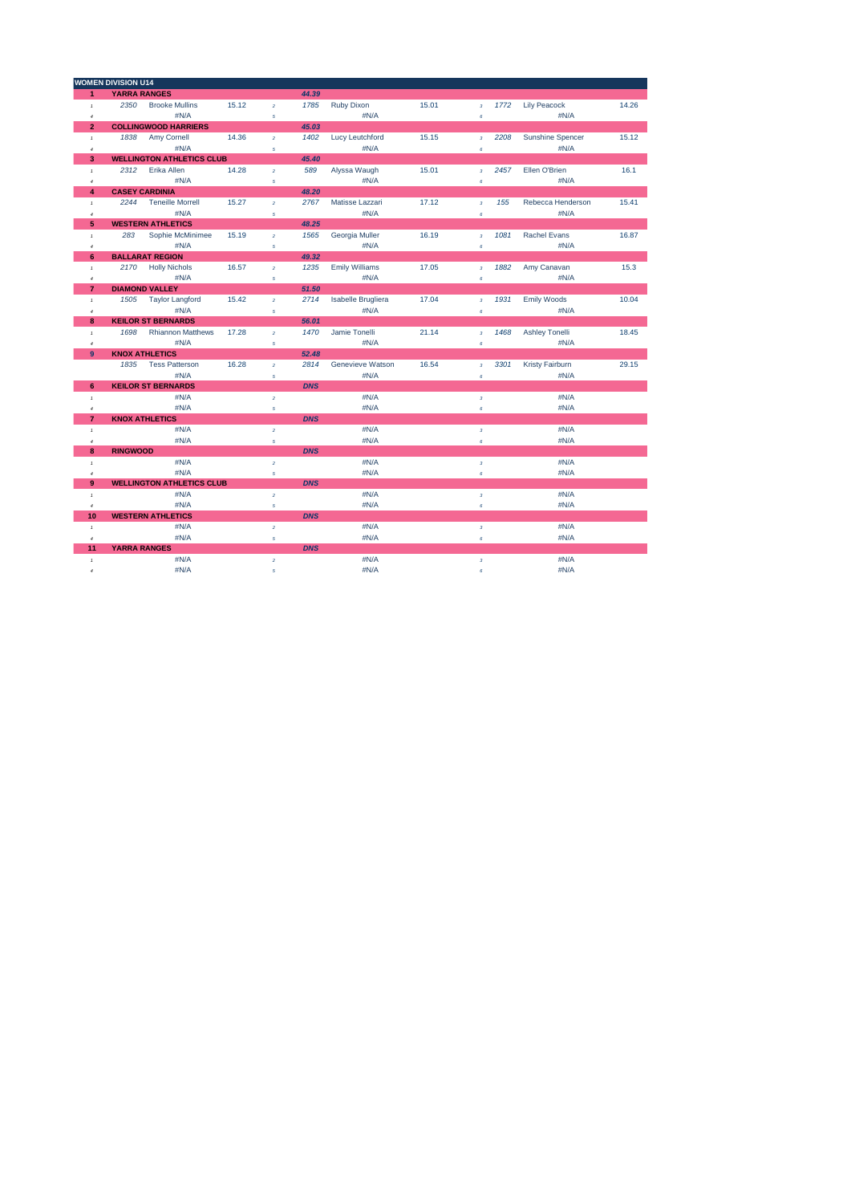## WOMEN DIVISION U14

| | | | | | | | | | | | |
|---|---|---|---|---|---|---|---|---|---|---|---|
| **1** | **YARRA RANGES** | | | | *44.39* | | | | | | |
| 1 | 2350 | Brooke Mullins | 15.12 | 2 | 1785 | Ruby Dixon | 15.01 | 3 | 1772 | Lily Peacock | 14.26 |
| 4 | | #N/A | | 5 | | #N/A | | 6 | | #N/A | |
| **2** | **COLLINGWOOD HARRIERS** | | | | *45.03* | | | | | | |
| 1 | 1838 | Amy Cornell | 14.36 | 2 | 1402 | Lucy Leutchford | 15.15 | 3 | 2208 | Sunshine Spencer | 15.12 |
| 4 | | #N/A | | 5 | | #N/A | | 6 | | #N/A | |
| **3** | **WELLINGTON ATHLETICS CLUB** | | | | *45.40* | | | | | | |
| 1 | 2312 | Erika Allen | 14.28 | 2 | 589 | Alyssa Waugh | 15.01 | 3 | 2457 | Ellen O'Brien | 16.1 |
| 4 | | #N/A | | 5 | | #N/A | | 6 | | #N/A | |
| **4** | **CASEY CARDINIA** | | | | *48.20* | | | | | | |
| 1 | 2244 | Teneille Morrell | 15.27 | 2 | 2767 | Matisse Lazzari | 17.12 | 3 | 155 | Rebecca Henderson | 15.41 |
| 4 | | #N/A | | 5 | | #N/A | | 6 | | #N/A | |
| **5** | **WESTERN ATHLETICS** | | | | *48.25* | | | | | | |
| 1 | 283 | Sophie McMinimee | 15.19 | 2 | 1565 | Georgia Muller | 16.19 | 3 | 1081 | Rachel Evans | 16.87 |
| 4 | | #N/A | | 5 | | #N/A | | 6 | | #N/A | |
| **6** | **BALLARAT REGION** | | | | *49.32* | | | | | | |
| 1 | 2170 | Holly Nichols | 16.57 | 2 | 1235 | Emily Williams | 17.05 | 3 | 1882 | Amy Canavan | 15.3 |
| 4 | | #N/A | | 5 | | #N/A | | 6 | | #N/A | |
| **7** | **DIAMOND VALLEY** | | | | *51.50* | | | | | | |
| 1 | 1505 | Taylor Langford | 15.42 | 2 | 2714 | Isabelle Brugliera | 17.04 | 3 | 1931 | Emily Woods | 10.04 |
| 4 | | #N/A | | 5 | | #N/A | | 6 | | #N/A | |
| **8** | **KEILOR ST BERNARDS** | | | | *56.01* | | | | | | |
| 1 | 1698 | Rhiannon Matthews | 17.28 | 2 | 1470 | Jamie Tonelli | 21.14 | 3 | 1468 | Ashley Tonelli | 18.45 |
| 4 | | #N/A | | 5 | | #N/A | | 6 | | #N/A | |
| **9** | **KNOX ATHLETICS** | | | | *52.48* | | | | | | |
| | 1835 | Tess Patterson | 16.28 | 2 | 2814 | Genevieve Watson | 16.54 | 3 | 3301 | Kristy Fairburn | 29.15 |
| | | #N/A | | 5 | | #N/A | | 6 | | #N/A | |
| **6** | **KEILOR ST BERNARDS** | | | | *DNS* | | | | | | |
| 1 | | #N/A | | 2 | | #N/A | | 3 | | #N/A | |
| 4 | | #N/A | | 5 | | #N/A | | 6 | | #N/A | |
| **7** | **KNOX ATHLETICS** | | | | *DNS* | | | | | | |
| 1 | | #N/A | | 2 | | #N/A | | 3 | | #N/A | |
| 4 | | #N/A | | 5 | | #N/A | | 6 | | #N/A | |
| **8** | **RINGWOOD** | | | | *DNS* | | | | | | |
| 1 | | #N/A | | 2 | | #N/A | | 3 | | #N/A | |
| 4 | | #N/A | | 5 | | #N/A | | 6 | | #N/A | |
| **9** | **WELLINGTON ATHLETICS CLUB** | | | | *DNS* | | | | | | |
| 1 | | #N/A | | 2 | | #N/A | | 3 | | #N/A | |
| 4 | | #N/A | | 5 | | #N/A | | 6 | | #N/A | |
| **10** | **WESTERN ATHLETICS** | | | | *DNS* | | | | | | |
| 1 | | #N/A | | 2 | | #N/A | | 3 | | #N/A | |
| 4 | | #N/A | | 5 | | #N/A | | 6 | | #N/A | |
| **11** | **YARRA RANGES** | | | | *DNS* | | | | | | |
| 1 | | #N/A | | 2 | | #N/A | | 3 | | #N/A | |
| 4 | | #N/A | | 5 | | #N/A | | 6 | | #N/A | |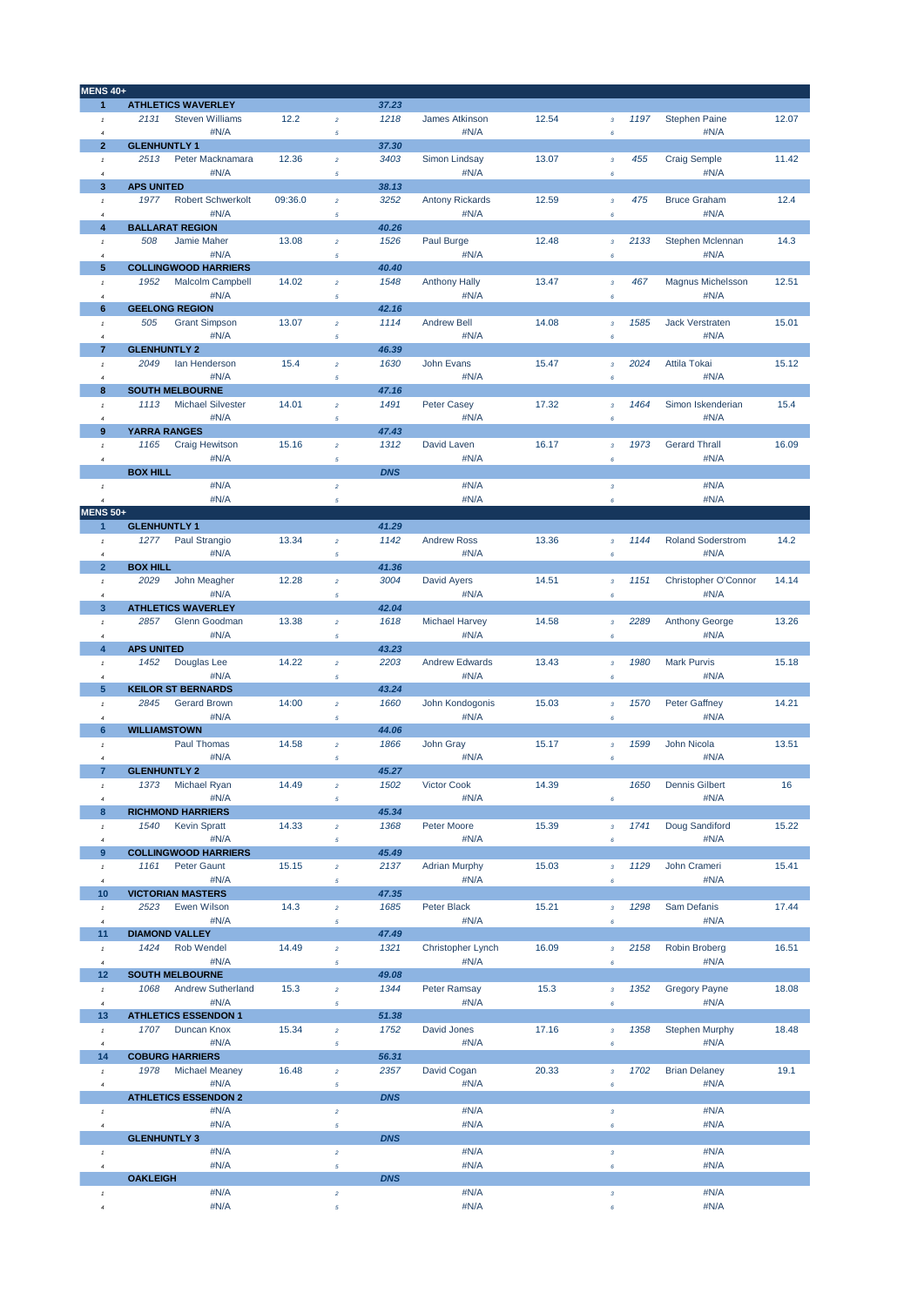## MENS 40+

| Pos | Bib | Name | Time | Leg | Bib | Name | Time | Leg | Bib | Name | Time |
|---|---|---|---|---|---|---|---|---|---|---|---|
| 1 | | **ATHLETICS WAVERLEY** | | | 37.23 | | | | | | |
| 1 | 2131 | Steven Williams | 12.2 | 2 | 1218 | James Atkinson | 12.54 | 3 | 1197 | Stephen Paine | 12.07 |
| 4 | | #N/A | | 5 | | #N/A | | 6 | | #N/A | |
| 2 | | **GLENHUNTLY 1** | | | 37.30 | | | | | | |
| 1 | 2513 | Peter Macknamara | 12.36 | 2 | 3403 | Simon Lindsay | 13.07 | 3 | 455 | Craig Semple | 11.42 |
| 4 | | #N/A | | 5 | | #N/A | | 6 | | #N/A | |
| 3 | | **APS UNITED** | | | 38.13 | | | | | | |
| 1 | 1977 | Robert Schwerkolt | 09:36.0 | 2 | 3252 | Antony Rickards | 12.59 | 3 | 475 | Bruce Graham | 12.4 |
| 4 | | #N/A | | 5 | | #N/A | | 6 | | #N/A | |
| 4 | | **BALLARAT REGION** | | | 40.26 | | | | | | |
| 1 | 508 | Jamie Maher | 13.08 | 2 | 1526 | Paul Burge | 12.48 | 3 | 2133 | Stephen Mclennan | 14.3 |
| 4 | | #N/A | | 5 | | #N/A | | 6 | | #N/A | |
| 5 | | **COLLINGWOOD HARRIERS** | | | 40.40 | | | | | | |
| 1 | 1952 | Malcolm Campbell | 14.02 | 2 | 1548 | Anthony Hally | 13.47 | 3 | 467 | Magnus Michelsson | 12.51 |
| 4 | | #N/A | | 5 | | #N/A | | 6 | | #N/A | |
| 6 | | **GEELONG REGION** | | | 42.16 | | | | | | |
| 1 | 505 | Grant Simpson | 13.07 | 2 | 1114 | Andrew Bell | 14.08 | 3 | 1585 | Jack Verstraten | 15.01 |
| 4 | | #N/A | | 5 | | #N/A | | 6 | | #N/A | |
| 7 | | **GLENHUNTLY 2** | | | 46.39 | | | | | | |
| 1 | 2049 | Ian Henderson | 15.4 | 2 | 1630 | John Evans | 15.47 | 3 | 2024 | Attila Tokai | 15.12 |
| 4 | | #N/A | | 5 | | #N/A | | 6 | | #N/A | |
| 8 | | **SOUTH MELBOURNE** | | | 47.16 | | | | | | |
| 1 | 1113 | Michael Silvester | 14.01 | 2 | 1491 | Peter Casey | 17.32 | 3 | 1464 | Simon Iskenderian | 15.4 |
| 4 | | #N/A | | 5 | | #N/A | | 6 | | #N/A | |
| 9 | | **YARRA RANGES** | | | 47.43 | | | | | | |
| 1 | 1165 | Craig Hewitson | 15.16 | 2 | 1312 | David Laven | 16.17 | 3 | 1973 | Gerard Thrall | 16.09 |
| 4 | | #N/A | | 5 | | #N/A | | 6 | | #N/A | |
| | | **BOX HILL** | | | DNS | | | | | | |
| 1 | | #N/A | | 2 | | #N/A | | 3 | | #N/A | |
| 4 | | #N/A | | 5 | | #N/A | | 6 | | #N/A | |

## MENS 50+

| Pos | Bib | Name | Time | Leg | Bib | Name | Time | Leg | Bib | Name | Time |
|---|---|---|---|---|---|---|---|---|---|---|---|
| 1 | | **GLENHUNTLY 1** | | | 41.29 | | | | | | |
| 1 | 1277 | Paul Strangio | 13.34 | 2 | 1142 | Andrew Ross | 13.36 | 3 | 1144 | Roland Soderstrom | 14.2 |
| 4 | | #N/A | | 5 | | #N/A | | 6 | | #N/A | |
| 2 | | **BOX HILL** | | | 41.36 | | | | | | |
| 1 | 2029 | John Meagher | 12.28 | 2 | 3004 | David Ayers | 14.51 | 3 | 1151 | Christopher O'Connor | 14.14 |
| 4 | | #N/A | | 5 | | #N/A | | 6 | | #N/A | |
| 3 | | **ATHLETICS WAVERLEY** | | | 42.04 | | | | | | |
| 1 | 2857 | Glenn Goodman | 13.38 | 2 | 1618 | Michael Harvey | 14.58 | 3 | 2289 | Anthony George | 13.26 |
| 4 | | #N/A | | 5 | | #N/A | | 6 | | #N/A | |
| 4 | | **APS UNITED** | | | 43.23 | | | | | | |
| 1 | 1452 | Douglas Lee | 14.22 | 2 | 2203 | Andrew Edwards | 13.43 | 3 | 1980 | Mark Purvis | 15.18 |
| 4 | | #N/A | | 5 | | #N/A | | 6 | | #N/A | |
| 5 | | **KEILOR ST BERNARDS** | | | 43.24 | | | | | | |
| 1 | 2845 | Gerard Brown | 14:00 | 2 | 1660 | John Kondogonis | 15.03 | 3 | 1570 | Peter Gaffney | 14.21 |
| 4 | | #N/A | | 5 | | #N/A | | 6 | | #N/A | |
| 6 | | **WILLIAMSTOWN** | | | 44.06 | | | | | | |
| 1 | | Paul Thomas | 14.58 | 2 | 1866 | John Gray | 15.17 | 3 | 1599 | John Nicola | 13.51 |
| 4 | | #N/A | | 5 | | #N/A | | 6 | | #N/A | |
| 7 | | **GLENHUNTLY 2** | | | 45.27 | | | | | | |
| 1 | 1373 | Michael Ryan | 14.49 | 2 | 1502 | Victor Cook | 14.39 | | 1650 | Dennis Gilbert | 16 |
| 4 | | #N/A | | 5 | | #N/A | | 6 | | #N/A | |
| 8 | | **RICHMOND HARRIERS** | | | 45.34 | | | | | | |
| 1 | 1540 | Kevin Spratt | 14.33 | 2 | 1368 | Peter Moore | 15.39 | 3 | 1741 | Doug Sandiford | 15.22 |
| 4 | | #N/A | | 5 | | #N/A | | 6 | | #N/A | |
| 9 | | **COLLINGWOOD HARRIERS** | | | 45.49 | | | | | | |
| 1 | 1161 | Peter Gaunt | 15.15 | 2 | 2137 | Adrian Murphy | 15.03 | 3 | 1129 | John Crameri | 15.41 |
| 4 | | #N/A | | 5 | | #N/A | | 6 | | #N/A | |
| 10 | | **VICTORIAN MASTERS** | | | 47.35 | | | | | | |
| 1 | 2523 | Ewen Wilson | 14.3 | 2 | 1685 | Peter Black | 15.21 | 3 | 1298 | Sam Defanis | 17.44 |
| 4 | | #N/A | | 5 | | #N/A | | 6 | | #N/A | |
| 11 | | **DIAMOND VALLEY** | | | 47.49 | | | | | | |
| 1 | 1424 | Rob Wendel | 14.49 | 2 | 1321 | Christopher Lynch | 16.09 | 3 | 2158 | Robin Broberg | 16.51 |
| 4 | | #N/A | | 5 | | #N/A | | 6 | | #N/A | |
| 12 | | **SOUTH MELBOURNE** | | | 49.08 | | | | | | |
| 1 | 1068 | Andrew Sutherland | 15.3 | 2 | 1344 | Peter Ramsay | 15.3 | 3 | 1352 | Gregory Payne | 18.08 |
| 4 | | #N/A | | 5 | | #N/A | | 6 | | #N/A | |
| 13 | | **ATHLETICS ESSENDON 1** | | | 51.38 | | | | | | |
| 1 | 1707 | Duncan Knox | 15.34 | 2 | 1752 | David Jones | 17.16 | 3 | 1358 | Stephen Murphy | 18.48 |
| 4 | | #N/A | | 5 | | #N/A | | 6 | | #N/A | |
| 14 | | **COBURG HARRIERS** | | | 56.31 | | | | | | |
| 1 | 1978 | Michael Meaney | 16.48 | 2 | 2357 | David Cogan | 20.33 | 3 | 1702 | Brian Delaney | 19.1 |
| 4 | | #N/A | | 5 | | #N/A | | 6 | | #N/A | |
| | | **ATHLETICS ESSENDON 2** | | | DNS | | | | | | |
| 1 | | #N/A | | 2 | | #N/A | | 3 | | #N/A | |
| 4 | | #N/A | | 5 | | #N/A | | 6 | | #N/A | |
| | | **GLENHUNTLY 3** | | | DNS | | | | | | |
| 1 | | #N/A | | 2 | | #N/A | | 3 | | #N/A | |
| 4 | | #N/A | | 5 | | #N/A | | 6 | | #N/A | |
| | | **OAKLEIGH** | | | DNS | | | | | | |
| 1 | | #N/A | | 2 | | #N/A | | 3 | | #N/A | |
| 4 | | #N/A | | 5 | | #N/A | | 6 | | #N/A | |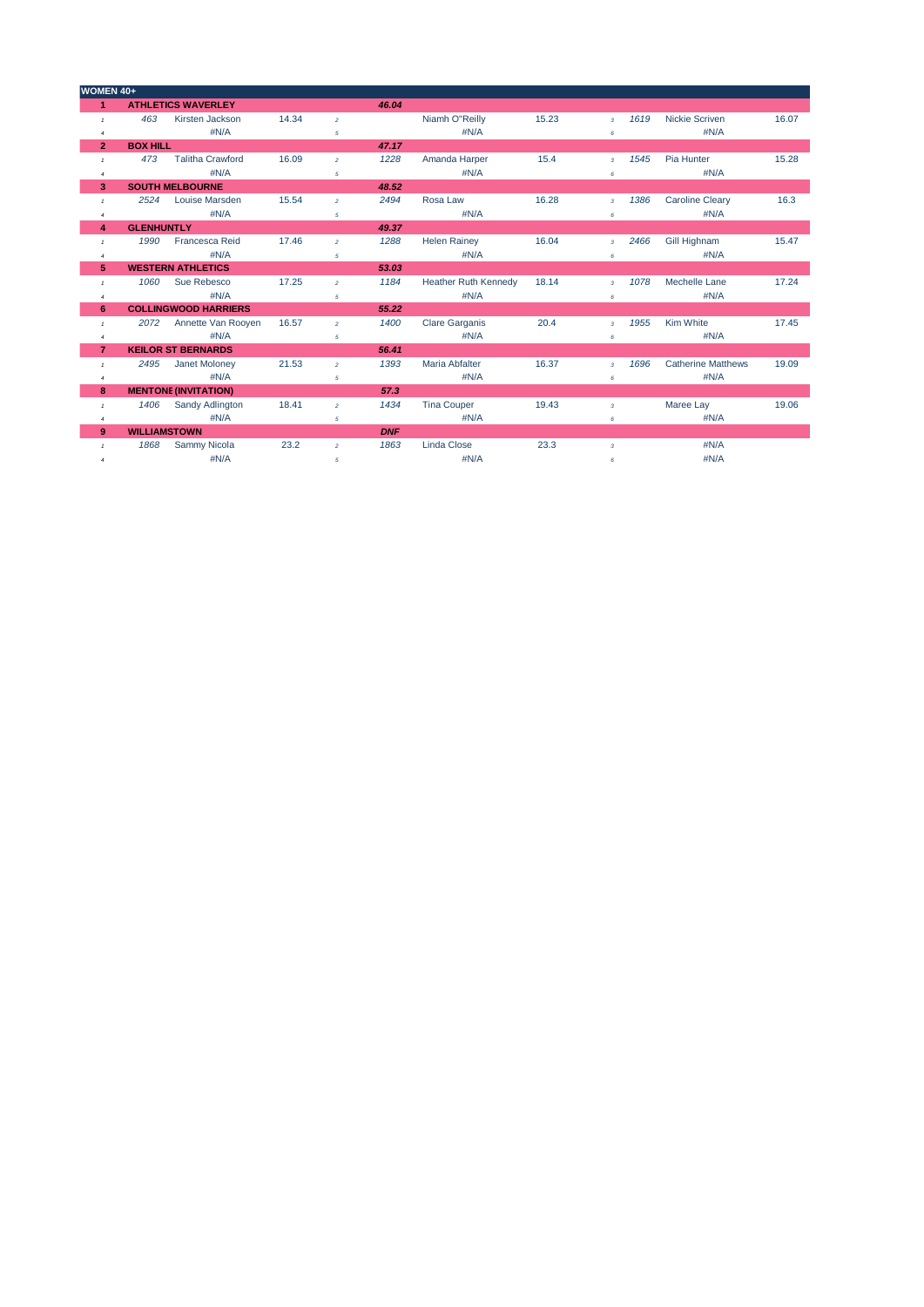| WOMEN 40+ | | | | | | | | | | | |
|---|---|---|---|---|---|---|---|---|---|---|---|
| 1 | ATHLETICS WAVERLEY | | | | 46.04 | | | | | | |
| 1 | 463 | Kirsten Jackson | 14.34 | 2 | | Niamh O"Reilly | 15.23 | 3 | 1619 | Nickie Scriven | 16.07 |
| 4 | | #N/A | | 5 | | #N/A | | 6 | | #N/A | |
| 2 | BOX HILL | | | | 47.17 | | | | | | |
| 1 | 473 | Talitha Crawford | 16.09 | 2 | 1228 | Amanda Harper | 15.4 | 3 | 1545 | Pia Hunter | 15.28 |
| 4 | | #N/A | | 5 | | #N/A | | 6 | | #N/A | |
| 3 | SOUTH MELBOURNE | | | | 48.52 | | | | | | |
| 1 | 2524 | Louise Marsden | 15.54 | 2 | 2494 | Rosa Law | 16.28 | 3 | 1386 | Caroline Cleary | 16.3 |
| 4 | | #N/A | | 5 | | #N/A | | 6 | | #N/A | |
| 4 | GLENHUNTLY | | | | 49.37 | | | | | | |
| 1 | 1990 | Francesca Reid | 17.46 | 2 | 1288 | Helen Rainey | 16.04 | 3 | 2466 | Gill Highnam | 15.47 |
| 4 | | #N/A | | 5 | | #N/A | | 6 | | #N/A | |
| 5 | WESTERN ATHLETICS | | | | 53.03 | | | | | | |
| 1 | 1060 | Sue Rebesco | 17.25 | 2 | 1184 | Heather Ruth Kennedy | 18.14 | 3 | 1078 | Mechelle Lane | 17.24 |
| 4 | | #N/A | | 5 | | #N/A | | 6 | | #N/A | |
| 6 | COLLINGWOOD HARRIERS | | | | 55.22 | | | | | | |
| 1 | 2072 | Annette Van Rooyen | 16.57 | 2 | 1400 | Clare Garganis | 20.4 | 3 | 1955 | Kim White | 17.45 |
| 4 | | #N/A | | 5 | | #N/A | | 6 | | #N/A | |
| 7 | KEILOR ST BERNARDS | | | | 56.41 | | | | | | |
| 1 | 2495 | Janet Moloney | 21.53 | 2 | 1393 | Maria Abfalter | 16.37 | 3 | 1696 | Catherine Matthews | 19.09 |
| 4 | | #N/A | | 5 | | #N/A | | 6 | | #N/A | |
| 8 | MENTONE (INVITATION) | | | | 57.3 | | | | | | |
| 1 | 1406 | Sandy Adlington | 18.41 | 2 | 1434 | Tina Couper | 19.43 | 3 | | Maree Lay | 19.06 |
| 4 | | #N/A | | 5 | | #N/A | | 6 | | #N/A | |
| 9 | WILLIAMSTOWN | | | | DNF | | | | | | |
| 1 | 1868 | Sammy Nicola | 23.2 | 2 | 1863 | Linda Close | 23.3 | 3 | | #N/A | |
| 4 | | #N/A | | 5 | | #N/A | | 6 | | #N/A | |